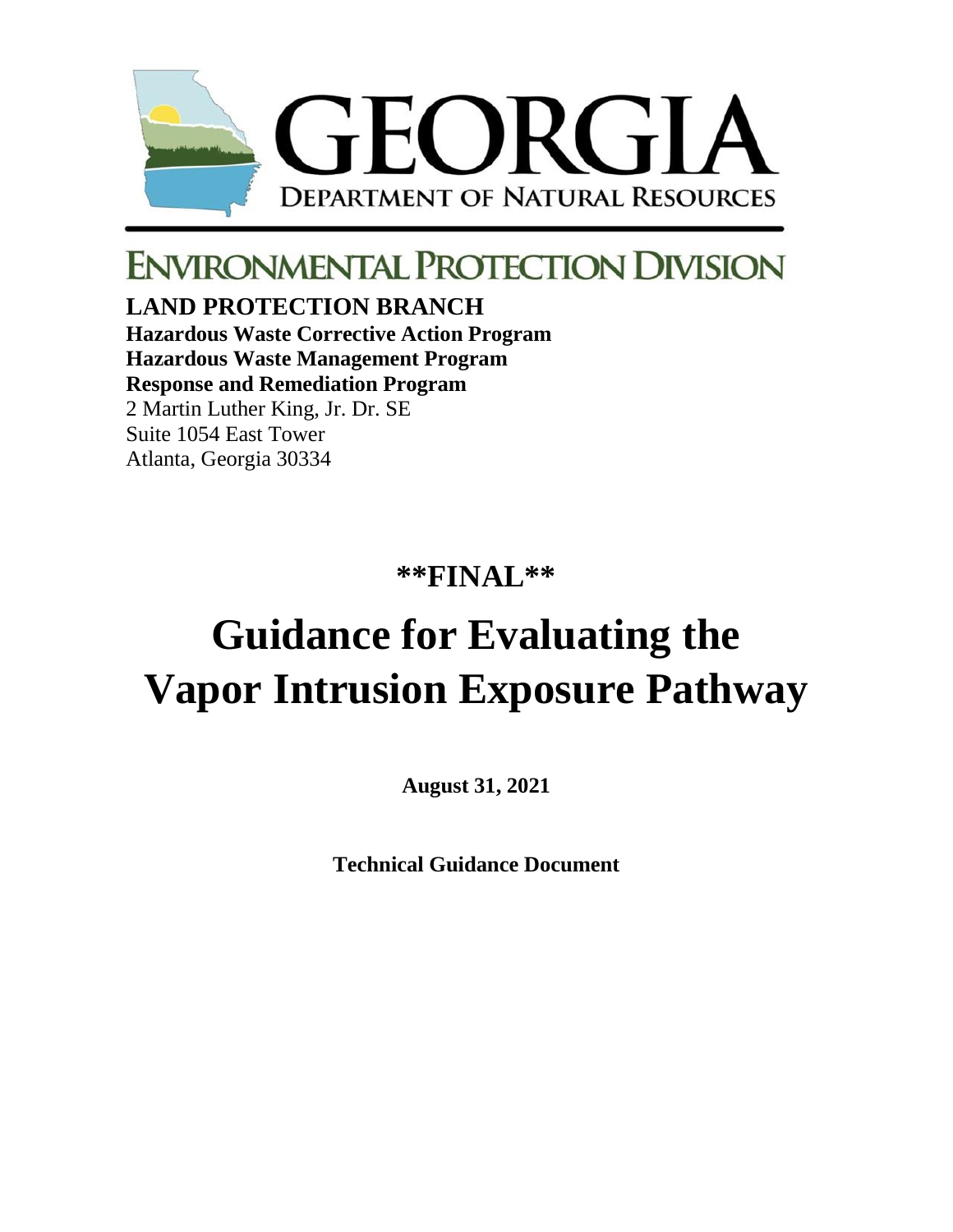# GEORGIA

DEPARTMENT OF NATURAL RESOURCES

# ENVIRONMENTAL PROTECTION DIVISION

**LAND PROTECTION BRANCH**
**Hazardous Waste Corrective Action Program**
**Hazardous Waste Management Program**
**Response and Remediation Program**
2 Martin Luther King, Jr. Dr. SE
Suite 1054 East Tower
Atlanta, Georgia 30334

**\*\*FINAL\*\***

# Guidance for Evaluating the Vapor Intrusion Exposure Pathway

**August 31, 2021**

**Technical Guidance Document**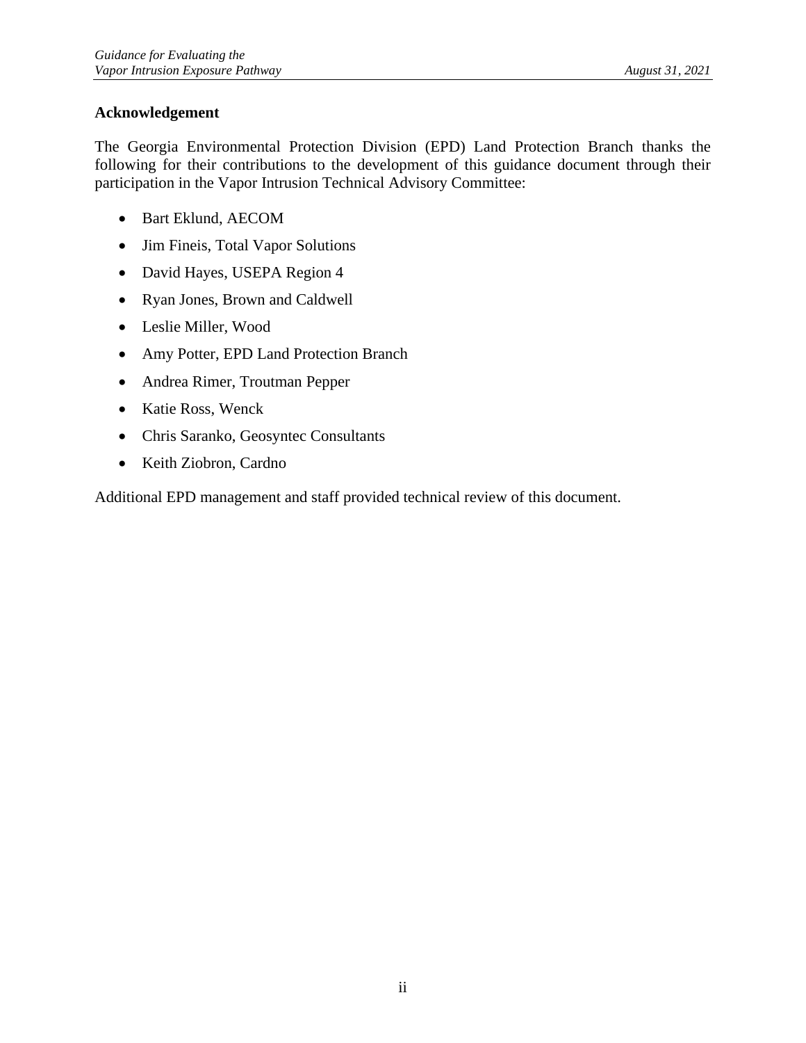**Acknowledgement**

The Georgia Environmental Protection Division (EPD) Land Protection Branch thanks the following for their contributions to the development of this guidance document through their participation in the Vapor Intrusion Technical Advisory Committee:

- Bart Eklund, AECOM
- Jim Fineis, Total Vapor Solutions
- David Hayes, USEPA Region 4
- Ryan Jones, Brown and Caldwell
- Leslie Miller, Wood
- Amy Potter, EPD Land Protection Branch
- Andrea Rimer, Troutman Pepper
- Katie Ross, Wenck
- Chris Saranko, Geosyntec Consultants
- Keith Ziobron, Cardno

Additional EPD management and staff provided technical review of this document.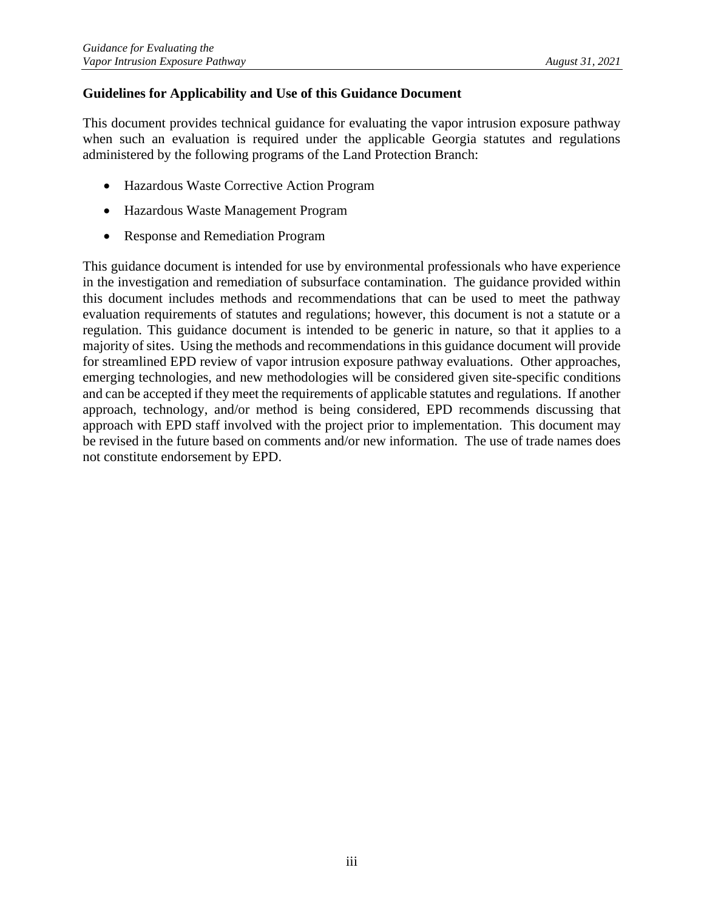## Guidelines for Applicability and Use of this Guidance Document

This document provides technical guidance for evaluating the vapor intrusion exposure pathway when such an evaluation is required under the applicable Georgia statutes and regulations administered by the following programs of the Land Protection Branch:

- Hazardous Waste Corrective Action Program
- Hazardous Waste Management Program
- Response and Remediation Program

This guidance document is intended for use by environmental professionals who have experience in the investigation and remediation of subsurface contamination. The guidance provided within this document includes methods and recommendations that can be used to meet the pathway evaluation requirements of statutes and regulations; however, this document is not a statute or a regulation. This guidance document is intended to be generic in nature, so that it applies to a majority of sites. Using the methods and recommendations in this guidance document will provide for streamlined EPD review of vapor intrusion exposure pathway evaluations. Other approaches, emerging technologies, and new methodologies will be considered given site-specific conditions and can be accepted if they meet the requirements of applicable statutes and regulations. If another approach, technology, and/or method is being considered, EPD recommends discussing that approach with EPD staff involved with the project prior to implementation. This document may be revised in the future based on comments and/or new information. The use of trade names does not constitute endorsement by EPD.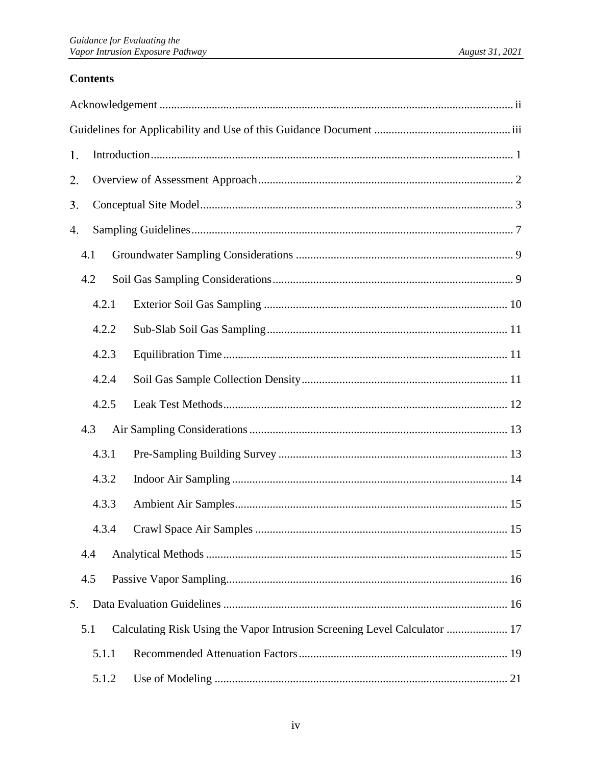## Contents

Acknowledgement ..... ii

Guidelines for Applicability and Use of this Guidance Document ..... iii

1. Introduction ..... 1
2. Overview of Assessment Approach ..... 2
3. Conceptual Site Model ..... 3
4. Sampling Guidelines ..... 7
   - 4.1 Groundwater Sampling Considerations ..... 9
   - 4.2 Soil Gas Sampling Considerations ..... 9
     - 4.2.1 Exterior Soil Gas Sampling ..... 10
     - 4.2.2 Sub-Slab Soil Gas Sampling ..... 11
     - 4.2.3 Equilibration Time ..... 11
     - 4.2.4 Soil Gas Sample Collection Density ..... 11
     - 4.2.5 Leak Test Methods ..... 12
   - 4.3 Air Sampling Considerations ..... 13
     - 4.3.1 Pre-Sampling Building Survey ..... 13
     - 4.3.2 Indoor Air Sampling ..... 14
     - 4.3.3 Ambient Air Samples ..... 15
     - 4.3.4 Crawl Space Air Samples ..... 15
   - 4.4 Analytical Methods ..... 15
   - 4.5 Passive Vapor Sampling ..... 16
5. Data Evaluation Guidelines ..... 16
   - 5.1 Calculating Risk Using the Vapor Intrusion Screening Level Calculator ..... 17
     - 5.1.1 Recommended Attenuation Factors ..... 19
     - 5.1.2 Use of Modeling ..... 21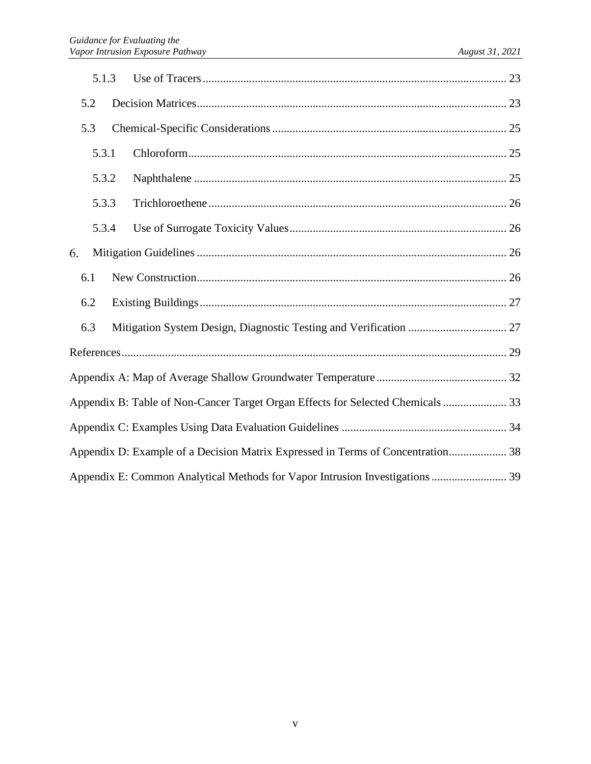5.1.3 Use of Tracers ........................................................................................................ 23

5.2 Decision Matrices .......................................................................................................... 23

5.3 Chemical-Specific Considerations ................................................................................ 25

5.3.1 Chloroform ............................................................................................................ 25

5.3.2 Naphthalene ........................................................................................................... 25

5.3.3 Trichloroethene ...................................................................................................... 26

5.3.4 Use of Surrogate Toxicity Values .......................................................................... 26

6. Mitigation Guidelines ........................................................................................................... 26

6.1 New Construction .......................................................................................................... 26

6.2 Existing Buildings .......................................................................................................... 27

6.3 Mitigation System Design, Diagnostic Testing and Verification .................................. 27

References .................................................................................................................................... 29

Appendix A: Map of Average Shallow Groundwater Temperature ............................................ 32

Appendix B: Table of Non-Cancer Target Organ Effects for Selected Chemicals ...................... 33

Appendix C: Examples Using Data Evaluation Guidelines ......................................................... 34

Appendix D: Example of a Decision Matrix Expressed in Terms of Concentration .................... 38

Appendix E: Common Analytical Methods for Vapor Intrusion Investigations .......................... 39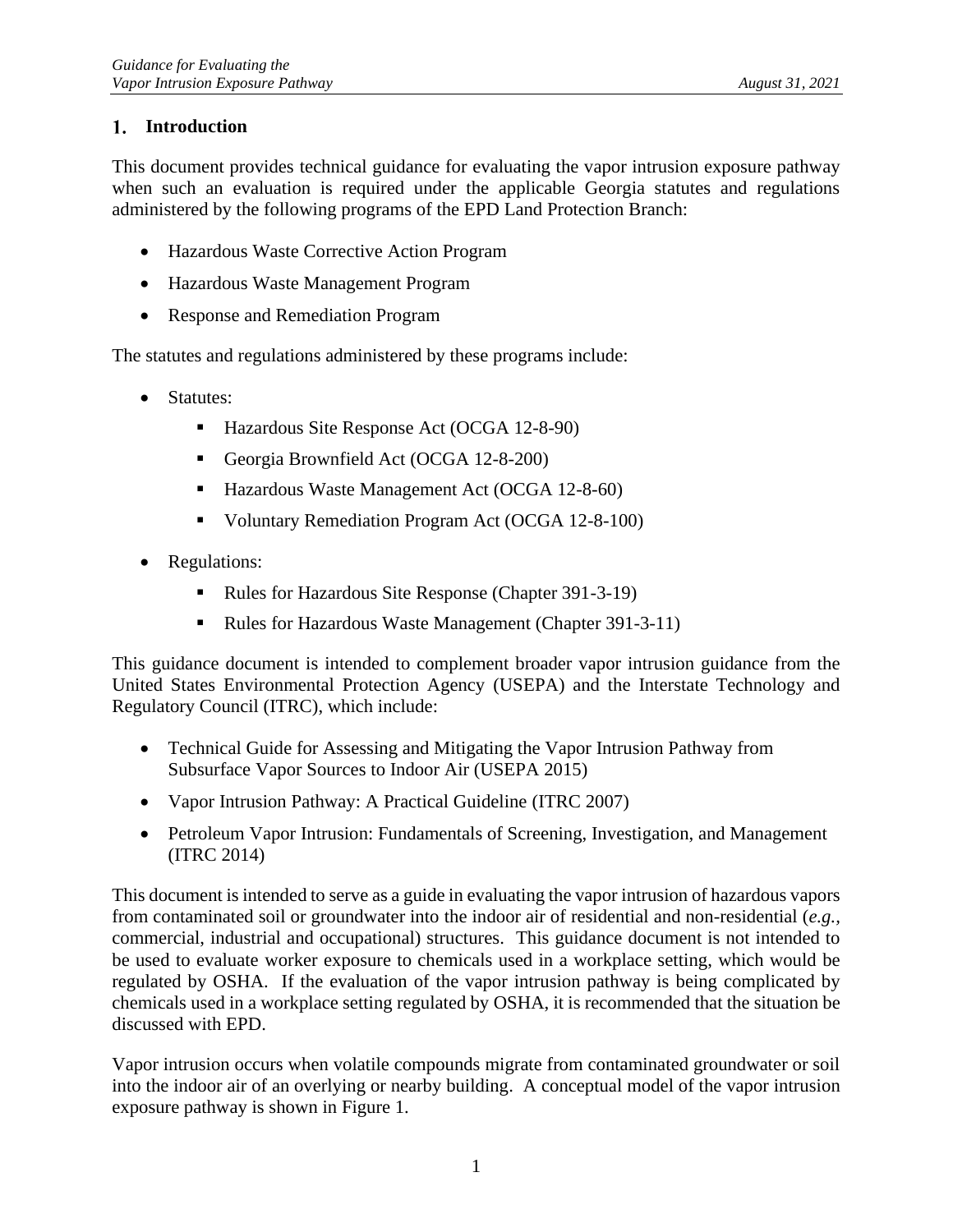# 1. Introduction

This document provides technical guidance for evaluating the vapor intrusion exposure pathway when such an evaluation is required under the applicable Georgia statutes and regulations administered by the following programs of the EPD Land Protection Branch:

- Hazardous Waste Corrective Action Program
- Hazardous Waste Management Program
- Response and Remediation Program

The statutes and regulations administered by these programs include:

- Statutes:
  - Hazardous Site Response Act (OCGA 12-8-90)
  - Georgia Brownfield Act (OCGA 12-8-200)
  - Hazardous Waste Management Act (OCGA 12-8-60)
  - Voluntary Remediation Program Act (OCGA 12-8-100)
- Regulations:
  - Rules for Hazardous Site Response (Chapter 391-3-19)
  - Rules for Hazardous Waste Management (Chapter 391-3-11)

This guidance document is intended to complement broader vapor intrusion guidance from the United States Environmental Protection Agency (USEPA) and the Interstate Technology and Regulatory Council (ITRC), which include:

- Technical Guide for Assessing and Mitigating the Vapor Intrusion Pathway from Subsurface Vapor Sources to Indoor Air (USEPA 2015)
- Vapor Intrusion Pathway: A Practical Guideline (ITRC 2007)
- Petroleum Vapor Intrusion: Fundamentals of Screening, Investigation, and Management (ITRC 2014)

This document is intended to serve as a guide in evaluating the vapor intrusion of hazardous vapors from contaminated soil or groundwater into the indoor air of residential and non-residential (*e.g.*, commercial, industrial and occupational) structures. This guidance document is not intended to be used to evaluate worker exposure to chemicals used in a workplace setting, which would be regulated by OSHA. If the evaluation of the vapor intrusion pathway is being complicated by chemicals used in a workplace setting regulated by OSHA, it is recommended that the situation be discussed with EPD.

Vapor intrusion occurs when volatile compounds migrate from contaminated groundwater or soil into the indoor air of an overlying or nearby building. A conceptual model of the vapor intrusion exposure pathway is shown in Figure 1.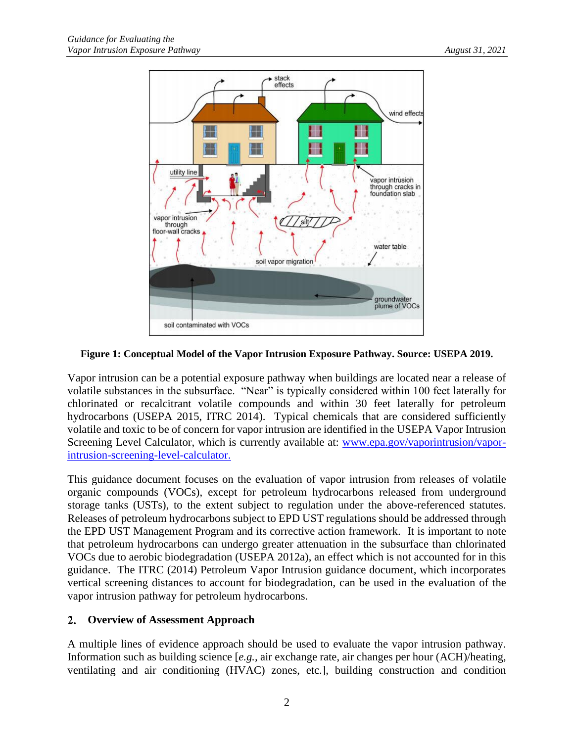**Figure 1: Conceptual Model of the Vapor Intrusion Exposure Pathway. Source: USEPA 2019.**

Vapor intrusion can be a potential exposure pathway when buildings are located near a release of volatile substances in the subsurface. "Near" is typically considered within 100 feet laterally for chlorinated or recalcitrant volatile compounds and within 30 feet laterally for petroleum hydrocarbons (USEPA 2015, ITRC 2014). Typical chemicals that are considered sufficiently volatile and toxic to be of concern for vapor intrusion are identified in the USEPA Vapor Intrusion Screening Level Calculator, which is currently available at: [www.epa.gov/vaporintrusion/vapor-intrusion-screening-level-calculator.](http://www.epa.gov/vaporintrusion/vapor-intrusion-screening-level-calculator)

This guidance document focuses on the evaluation of vapor intrusion from releases of volatile organic compounds (VOCs), except for petroleum hydrocarbons released from underground storage tanks (USTs), to the extent subject to regulation under the above-referenced statutes. Releases of petroleum hydrocarbons subject to EPD UST regulations should be addressed through the EPD UST Management Program and its corrective action framework. It is important to note that petroleum hydrocarbons can undergo greater attenuation in the subsurface than chlorinated VOCs due to aerobic biodegradation (USEPA 2012a), an effect which is not accounted for in this guidance. The ITRC (2014) Petroleum Vapor Intrusion guidance document, which incorporates vertical screening distances to account for biodegradation, can be used in the evaluation of the vapor intrusion pathway for petroleum hydrocarbons.

## 2. Overview of Assessment Approach

A multiple lines of evidence approach should be used to evaluate the vapor intrusion pathway. Information such as building science [*e.g.*, air exchange rate, air changes per hour (ACH)/heating, ventilating and air conditioning (HVAC) zones, etc.], building construction and condition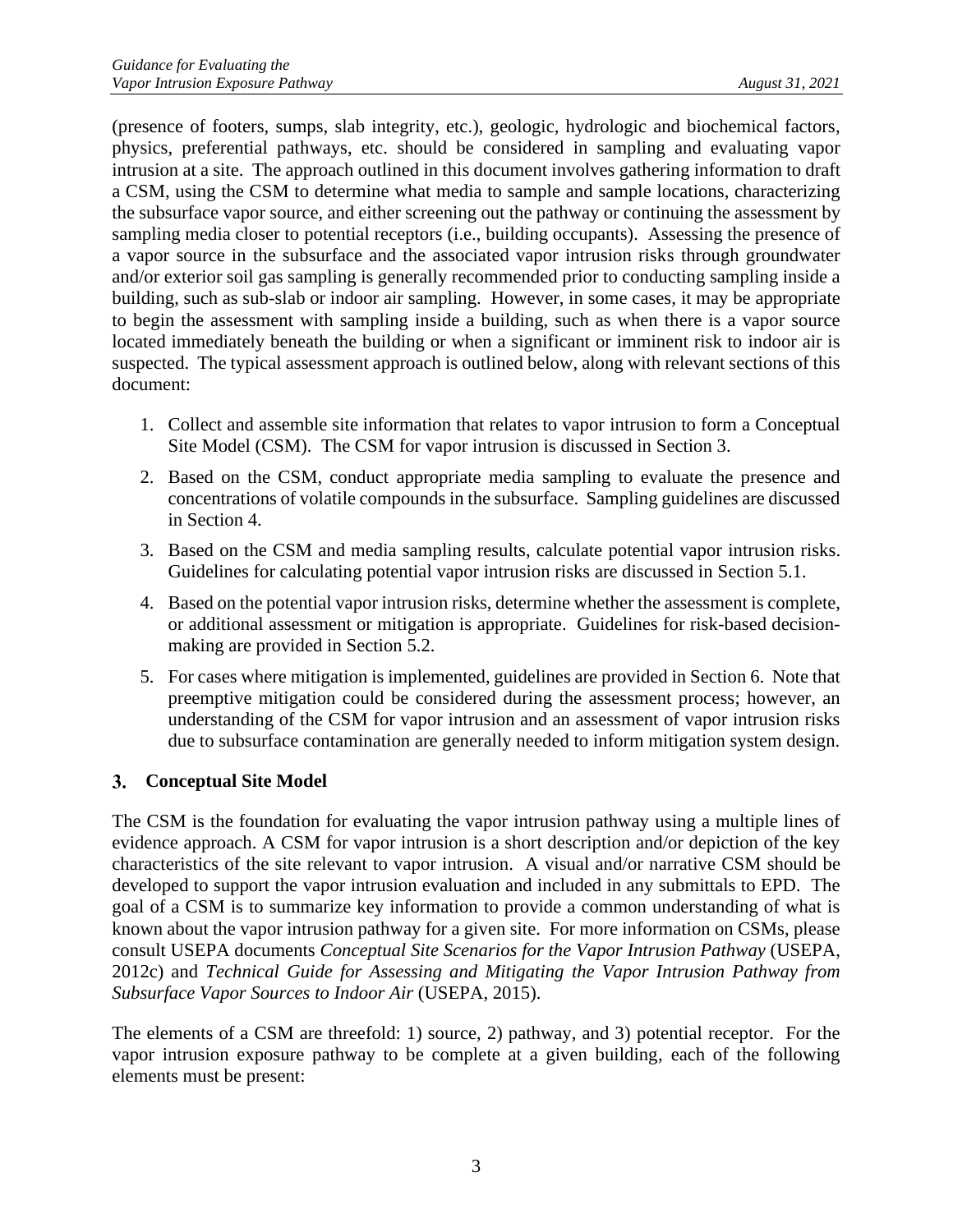(presence of footers, sumps, slab integrity, etc.), geologic, hydrologic and biochemical factors, physics, preferential pathways, etc. should be considered in sampling and evaluating vapor intrusion at a site. The approach outlined in this document involves gathering information to draft a CSM, using the CSM to determine what media to sample and sample locations, characterizing the subsurface vapor source, and either screening out the pathway or continuing the assessment by sampling media closer to potential receptors (i.e., building occupants). Assessing the presence of a vapor source in the subsurface and the associated vapor intrusion risks through groundwater and/or exterior soil gas sampling is generally recommended prior to conducting sampling inside a building, such as sub-slab or indoor air sampling. However, in some cases, it may be appropriate to begin the assessment with sampling inside a building, such as when there is a vapor source located immediately beneath the building or when a significant or imminent risk to indoor air is suspected. The typical assessment approach is outlined below, along with relevant sections of this document:

1. Collect and assemble site information that relates to vapor intrusion to form a Conceptual Site Model (CSM). The CSM for vapor intrusion is discussed in Section 3.
2. Based on the CSM, conduct appropriate media sampling to evaluate the presence and concentrations of volatile compounds in the subsurface. Sampling guidelines are discussed in Section 4.
3. Based on the CSM and media sampling results, calculate potential vapor intrusion risks. Guidelines for calculating potential vapor intrusion risks are discussed in Section 5.1.
4. Based on the potential vapor intrusion risks, determine whether the assessment is complete, or additional assessment or mitigation is appropriate. Guidelines for risk-based decision-making are provided in Section 5.2.
5. For cases where mitigation is implemented, guidelines are provided in Section 6. Note that preemptive mitigation could be considered during the assessment process; however, an understanding of the CSM for vapor intrusion and an assessment of vapor intrusion risks due to subsurface contamination are generally needed to inform mitigation system design.

## 3. Conceptual Site Model

The CSM is the foundation for evaluating the vapor intrusion pathway using a multiple lines of evidence approach. A CSM for vapor intrusion is a short description and/or depiction of the key characteristics of the site relevant to vapor intrusion. A visual and/or narrative CSM should be developed to support the vapor intrusion evaluation and included in any submittals to EPD. The goal of a CSM is to summarize key information to provide a common understanding of what is known about the vapor intrusion pathway for a given site. For more information on CSMs, please consult USEPA documents *Conceptual Site Scenarios for the Vapor Intrusion Pathway* (USEPA, 2012c) and *Technical Guide for Assessing and Mitigating the Vapor Intrusion Pathway from Subsurface Vapor Sources to Indoor Air* (USEPA, 2015).

The elements of a CSM are threefold: 1) source, 2) pathway, and 3) potential receptor. For the vapor intrusion exposure pathway to be complete at a given building, each of the following elements must be present: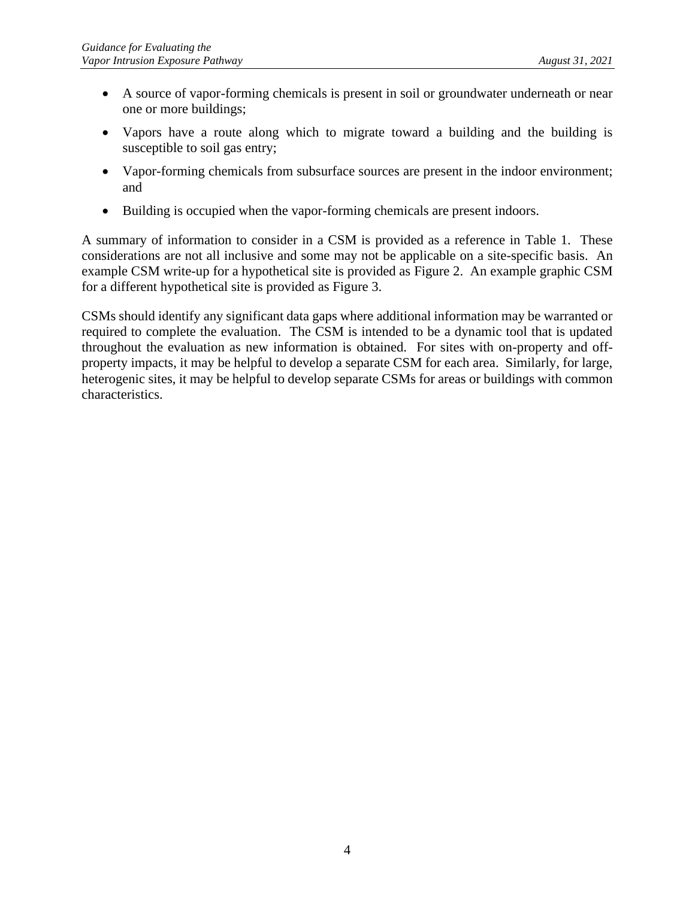- A source of vapor-forming chemicals is present in soil or groundwater underneath or near one or more buildings;
- Vapors have a route along which to migrate toward a building and the building is susceptible to soil gas entry;
- Vapor-forming chemicals from subsurface sources are present in the indoor environment; and
- Building is occupied when the vapor-forming chemicals are present indoors.

A summary of information to consider in a CSM is provided as a reference in Table 1. These considerations are not all inclusive and some may not be applicable on a site-specific basis. An example CSM write-up for a hypothetical site is provided as Figure 2. An example graphic CSM for a different hypothetical site is provided as Figure 3.

CSMs should identify any significant data gaps where additional information may be warranted or required to complete the evaluation. The CSM is intended to be a dynamic tool that is updated throughout the evaluation as new information is obtained. For sites with on-property and off-property impacts, it may be helpful to develop a separate CSM for each area. Similarly, for large, heterogenic sites, it may be helpful to develop separate CSMs for areas or buildings with common characteristics.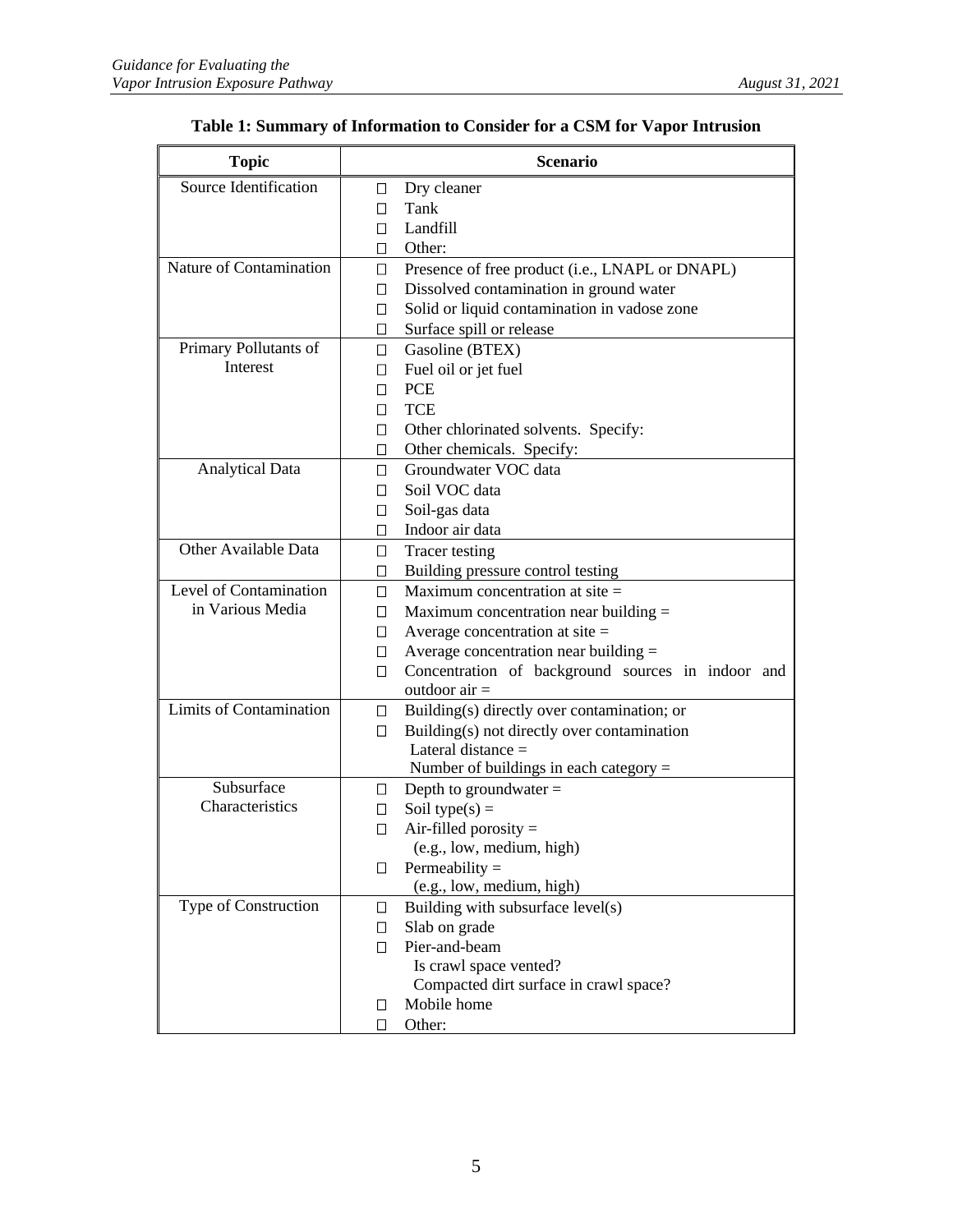**Table 1: Summary of Information to Consider for a CSM for Vapor Intrusion**

| Topic | Scenario |
|---|---|
| Source Identification | ☐ Dry cleaner<br>☐ Tank<br>☐ Landfill<br>☐ Other: |
| Nature of Contamination | ☐ Presence of free product (i.e., LNAPL or DNAPL)<br>☐ Dissolved contamination in ground water<br>☐ Solid or liquid contamination in vadose zone<br>☐ Surface spill or release |
| Primary Pollutants of Interest | ☐ Gasoline (BTEX)<br>☐ Fuel oil or jet fuel<br>☐ PCE<br>☐ TCE<br>☐ Other chlorinated solvents. Specify:<br>☐ Other chemicals. Specify: |
| Analytical Data | ☐ Groundwater VOC data<br>☐ Soil VOC data<br>☐ Soil-gas data<br>☐ Indoor air data |
| Other Available Data | ☐ Tracer testing<br>☐ Building pressure control testing |
| Level of Contamination in Various Media | ☐ Maximum concentration at site =<br>☐ Maximum concentration near building =<br>☐ Average concentration at site =<br>☐ Average concentration near building =<br>☐ Concentration of background sources in indoor and outdoor air = |
| Limits of Contamination | ☐ Building(s) directly over contamination; or<br>☐ Building(s) not directly over contamination<br>Lateral distance =<br>Number of buildings in each category = |
| Subsurface Characteristics | ☐ Depth to groundwater =<br>☐ Soil type(s) =<br>☐ Air-filled porosity =<br>(e.g., low, medium, high)<br>☐ Permeability =<br>(e.g., low, medium, high) |
| Type of Construction | ☐ Building with subsurface level(s)<br>☐ Slab on grade<br>☐ Pier-and-beam<br>Is crawl space vented?<br>Compacted dirt surface in crawl space?<br>☐ Mobile home<br>☐ Other: |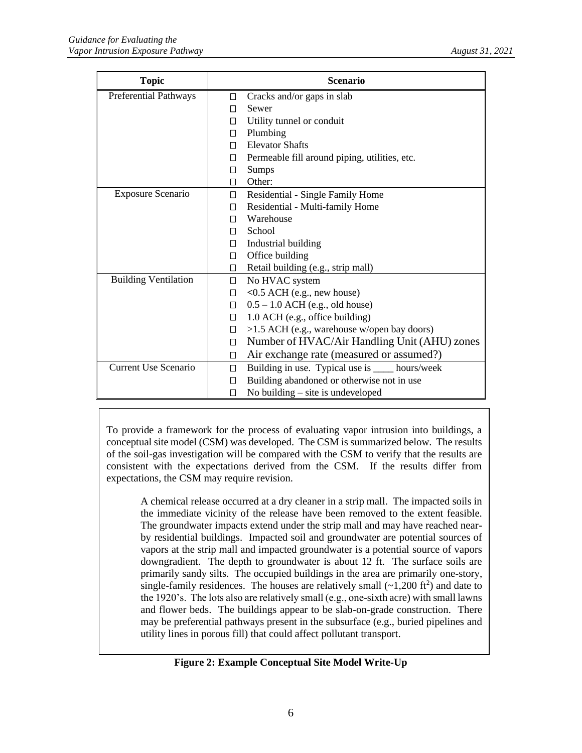| Topic | Scenario |
| --- | --- |
| Preferential Pathways | ☐ Cracks and/or gaps in slab<br>☐ Sewer<br>☐ Utility tunnel or conduit<br>☐ Plumbing<br>☐ Elevator Shafts<br>☐ Permeable fill around piping, utilities, etc.<br>☐ Sumps<br>☐ Other: |
| Exposure Scenario | ☐ Residential - Single Family Home<br>☐ Residential - Multi-family Home<br>☐ Warehouse<br>☐ School<br>☐ Industrial building<br>☐ Office building<br>☐ Retail building (e.g., strip mall) |
| Building Ventilation | ☐ No HVAC system<br>☐ <0.5 ACH (e.g., new house)<br>☐ 0.5 – 1.0 ACH (e.g., old house)<br>☐ 1.0 ACH (e.g., office building)<br>☐ >1.5 ACH (e.g., warehouse w/open bay doors)<br>☐ Number of HVAC/Air Handling Unit (AHU) zones<br>☐ Air exchange rate (measured or assumed?) |
| Current Use Scenario | ☐ Building in use. Typical use is ____ hours/week<br>☐ Building abandoned or otherwise not in use<br>☐ No building – site is undeveloped |

To provide a framework for the process of evaluating vapor intrusion into buildings, a conceptual site model (CSM) was developed. The CSM is summarized below. The results of the soil-gas investigation will be compared with the CSM to verify that the results are consistent with the expectations derived from the CSM. If the results differ from expectations, the CSM may require revision.

> A chemical release occurred at a dry cleaner in a strip mall. The impacted soils in the immediate vicinity of the release have been removed to the extent feasible. The groundwater impacts extend under the strip mall and may have reached near-by residential buildings. Impacted soil and groundwater are potential sources of vapors at the strip mall and impacted groundwater is a potential source of vapors downgradient. The depth to groundwater is about 12 ft. The surface soils are primarily sandy silts. The occupied buildings in the area are primarily one-story, single-family residences. The houses are relatively small (~1,200 ft$^2$) and date to the 1920's. The lots also are relatively small (e.g., one-sixth acre) with small lawns and flower beds. The buildings appear to be slab-on-grade construction. There may be preferential pathways present in the subsurface (e.g., buried pipelines and utility lines in porous fill) that could affect pollutant transport.

**Figure 2: Example Conceptual Site Model Write-Up**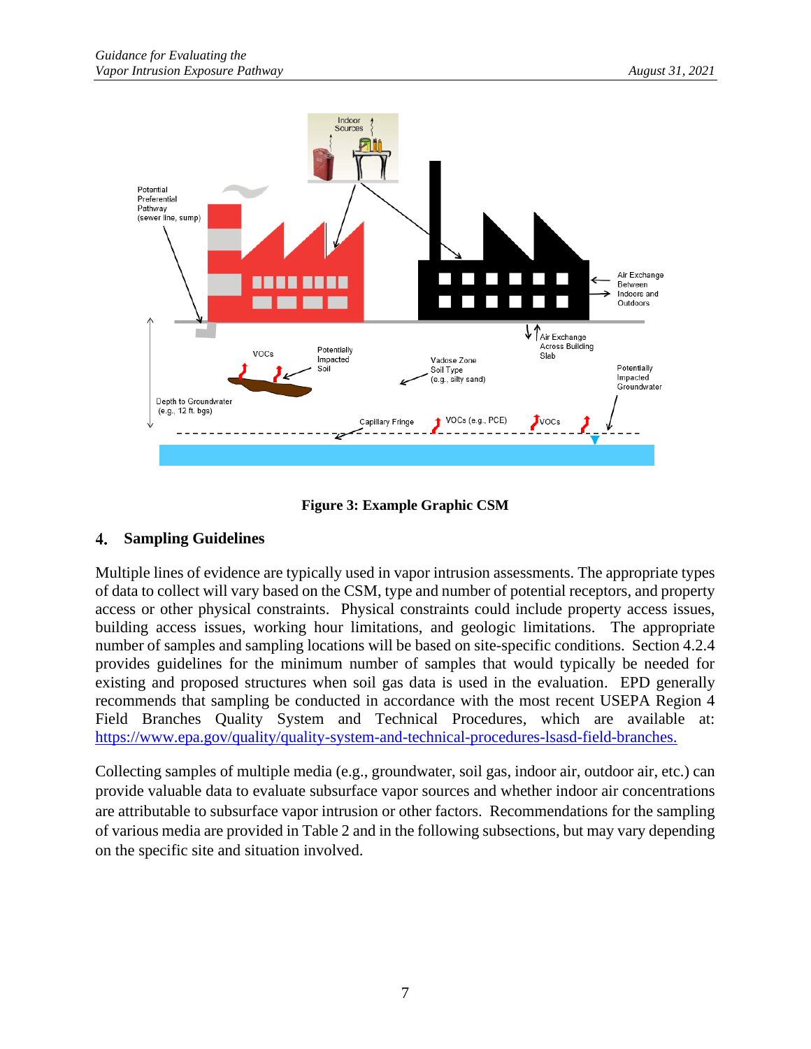Figure 3: Example Graphic CSM

## 4. Sampling Guidelines

Multiple lines of evidence are typically used in vapor intrusion assessments. The appropriate types of data to collect will vary based on the CSM, type and number of potential receptors, and property access or other physical constraints. Physical constraints could include property access issues, building access issues, working hour limitations, and geologic limitations. The appropriate number of samples and sampling locations will be based on site-specific conditions. Section 4.2.4 provides guidelines for the minimum number of samples that would typically be needed for existing and proposed structures when soil gas data is used in the evaluation. EPD generally recommends that sampling be conducted in accordance with the most recent USEPA Region 4 Field Branches Quality System and Technical Procedures, which are available at: https://www.epa.gov/quality/quality-system-and-technical-procedures-lsasd-field-branches.

Collecting samples of multiple media (e.g., groundwater, soil gas, indoor air, outdoor air, etc.) can provide valuable data to evaluate subsurface vapor sources and whether indoor air concentrations are attributable to subsurface vapor intrusion or other factors. Recommendations for the sampling of various media are provided in Table 2 and in the following subsections, but may vary depending on the specific site and situation involved.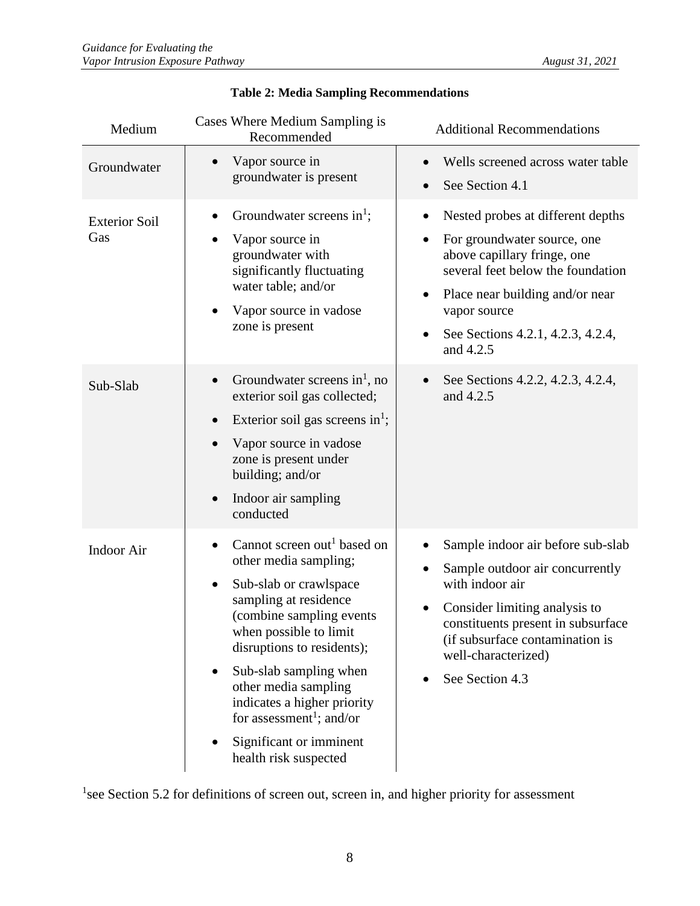**Table 2: Media Sampling Recommendations**

| Medium | Cases Where Medium Sampling is Recommended | Additional Recommendations |
| --- | --- | --- |
| Groundwater | • Vapor source in groundwater is present | • Wells screened across water table<br>• See Section 4.1 |
| Exterior Soil Gas | • Groundwater screens in[1];<br>• Vapor source in groundwater with significantly fluctuating water table; and/or<br>• Vapor source in vadose zone is present | • Nested probes at different depths<br>• For groundwater source, one above capillary fringe, one several feet below the foundation<br>• Place near building and/or near vapor source<br>• See Sections 4.2.1, 4.2.3, 4.2.4, and 4.2.5 |
| Sub-Slab | • Groundwater screens in[1], no exterior soil gas collected;<br>• Exterior soil gas screens in[1];<br>• Vapor source in vadose zone is present under building; and/or<br>• Indoor air sampling conducted | • See Sections 4.2.2, 4.2.3, 4.2.4, and 4.2.5 |
| Indoor Air | • Cannot screen out[1] based on other media sampling;<br>• Sub-slab or crawlspace sampling at residence (combine sampling events when possible to limit disruptions to residents);<br>• Sub-slab sampling when other media sampling indicates a higher priority for assessment[1]; and/or<br>• Significant or imminent health risk suspected | • Sample indoor air before sub-slab<br>• Sample outdoor air concurrently with indoor air<br>• Consider limiting analysis to constituents present in subsurface (if subsurface contamination is well-characterized)<br>• See Section 4.3 |

[1]see Section 5.2 for definitions of screen out, screen in, and higher priority for assessment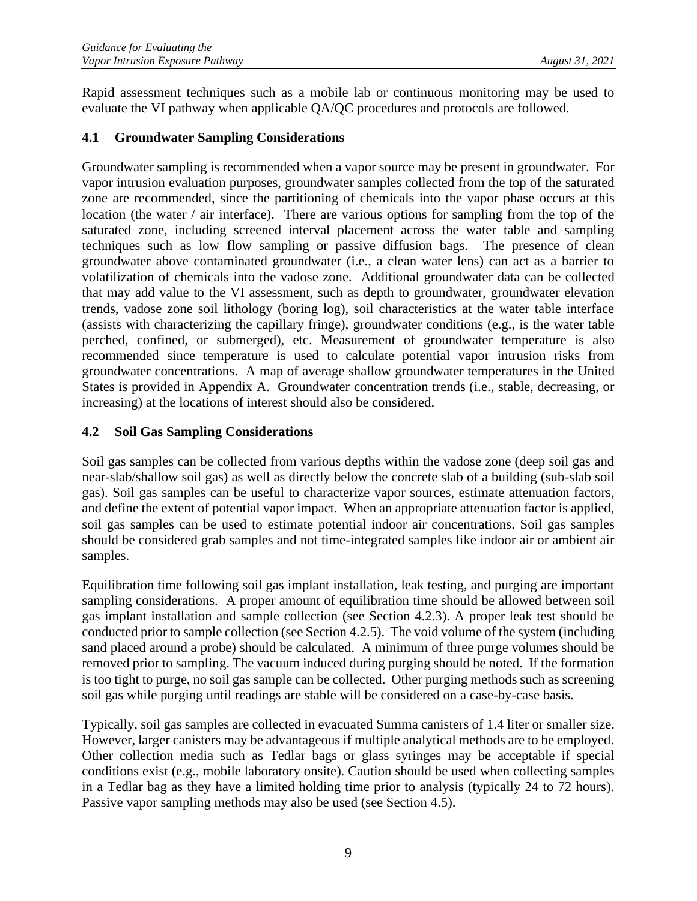Rapid assessment techniques such as a mobile lab or continuous monitoring may be used to evaluate the VI pathway when applicable QA/QC procedures and protocols are followed.

## 4.1 Groundwater Sampling Considerations

Groundwater sampling is recommended when a vapor source may be present in groundwater. For vapor intrusion evaluation purposes, groundwater samples collected from the top of the saturated zone are recommended, since the partitioning of chemicals into the vapor phase occurs at this location (the water / air interface). There are various options for sampling from the top of the saturated zone, including screened interval placement across the water table and sampling techniques such as low flow sampling or passive diffusion bags. The presence of clean groundwater above contaminated groundwater (i.e., a clean water lens) can act as a barrier to volatilization of chemicals into the vadose zone. Additional groundwater data can be collected that may add value to the VI assessment, such as depth to groundwater, groundwater elevation trends, vadose zone soil lithology (boring log), soil characteristics at the water table interface (assists with characterizing the capillary fringe), groundwater conditions (e.g., is the water table perched, confined, or submerged), etc. Measurement of groundwater temperature is also recommended since temperature is used to calculate potential vapor intrusion risks from groundwater concentrations. A map of average shallow groundwater temperatures in the United States is provided in Appendix A. Groundwater concentration trends (i.e., stable, decreasing, or increasing) at the locations of interest should also be considered.

## 4.2 Soil Gas Sampling Considerations

Soil gas samples can be collected from various depths within the vadose zone (deep soil gas and near-slab/shallow soil gas) as well as directly below the concrete slab of a building (sub-slab soil gas). Soil gas samples can be useful to characterize vapor sources, estimate attenuation factors, and define the extent of potential vapor impact. When an appropriate attenuation factor is applied, soil gas samples can be used to estimate potential indoor air concentrations. Soil gas samples should be considered grab samples and not time-integrated samples like indoor air or ambient air samples.

Equilibration time following soil gas implant installation, leak testing, and purging are important sampling considerations. A proper amount of equilibration time should be allowed between soil gas implant installation and sample collection (see Section 4.2.3). A proper leak test should be conducted prior to sample collection (see Section 4.2.5). The void volume of the system (including sand placed around a probe) should be calculated. A minimum of three purge volumes should be removed prior to sampling. The vacuum induced during purging should be noted. If the formation is too tight to purge, no soil gas sample can be collected. Other purging methods such as screening soil gas while purging until readings are stable will be considered on a case-by-case basis.

Typically, soil gas samples are collected in evacuated Summa canisters of 1.4 liter or smaller size. However, larger canisters may be advantageous if multiple analytical methods are to be employed. Other collection media such as Tedlar bags or glass syringes may be acceptable if special conditions exist (e.g., mobile laboratory onsite). Caution should be used when collecting samples in a Tedlar bag as they have a limited holding time prior to analysis (typically 24 to 72 hours). Passive vapor sampling methods may also be used (see Section 4.5).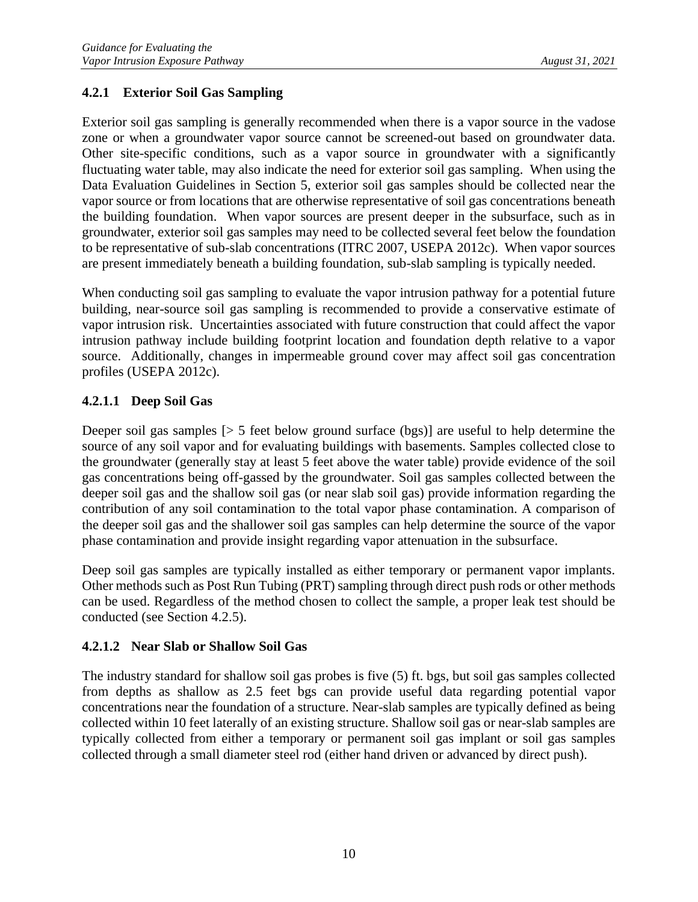### 4.2.1 Exterior Soil Gas Sampling

Exterior soil gas sampling is generally recommended when there is a vapor source in the vadose zone or when a groundwater vapor source cannot be screened-out based on groundwater data. Other site-specific conditions, such as a vapor source in groundwater with a significantly fluctuating water table, may also indicate the need for exterior soil gas sampling. When using the Data Evaluation Guidelines in Section 5, exterior soil gas samples should be collected near the vapor source or from locations that are otherwise representative of soil gas concentrations beneath the building foundation. When vapor sources are present deeper in the subsurface, such as in groundwater, exterior soil gas samples may need to be collected several feet below the foundation to be representative of sub-slab concentrations (ITRC 2007, USEPA 2012c). When vapor sources are present immediately beneath a building foundation, sub-slab sampling is typically needed.

When conducting soil gas sampling to evaluate the vapor intrusion pathway for a potential future building, near-source soil gas sampling is recommended to provide a conservative estimate of vapor intrusion risk. Uncertainties associated with future construction that could affect the vapor intrusion pathway include building footprint location and foundation depth relative to a vapor source. Additionally, changes in impermeable ground cover may affect soil gas concentration profiles (USEPA 2012c).

#### 4.2.1.1 Deep Soil Gas

Deeper soil gas samples [> 5 feet below ground surface (bgs)] are useful to help determine the source of any soil vapor and for evaluating buildings with basements. Samples collected close to the groundwater (generally stay at least 5 feet above the water table) provide evidence of the soil gas concentrations being off-gassed by the groundwater. Soil gas samples collected between the deeper soil gas and the shallow soil gas (or near slab soil gas) provide information regarding the contribution of any soil contamination to the total vapor phase contamination. A comparison of the deeper soil gas and the shallower soil gas samples can help determine the source of the vapor phase contamination and provide insight regarding vapor attenuation in the subsurface.

Deep soil gas samples are typically installed as either temporary or permanent vapor implants. Other methods such as Post Run Tubing (PRT) sampling through direct push rods or other methods can be used. Regardless of the method chosen to collect the sample, a proper leak test should be conducted (see Section 4.2.5).

#### 4.2.1.2 Near Slab or Shallow Soil Gas

The industry standard for shallow soil gas probes is five (5) ft. bgs, but soil gas samples collected from depths as shallow as 2.5 feet bgs can provide useful data regarding potential vapor concentrations near the foundation of a structure. Near-slab samples are typically defined as being collected within 10 feet laterally of an existing structure. Shallow soil gas or near-slab samples are typically collected from either a temporary or permanent soil gas implant or soil gas samples collected through a small diameter steel rod (either hand driven or advanced by direct push).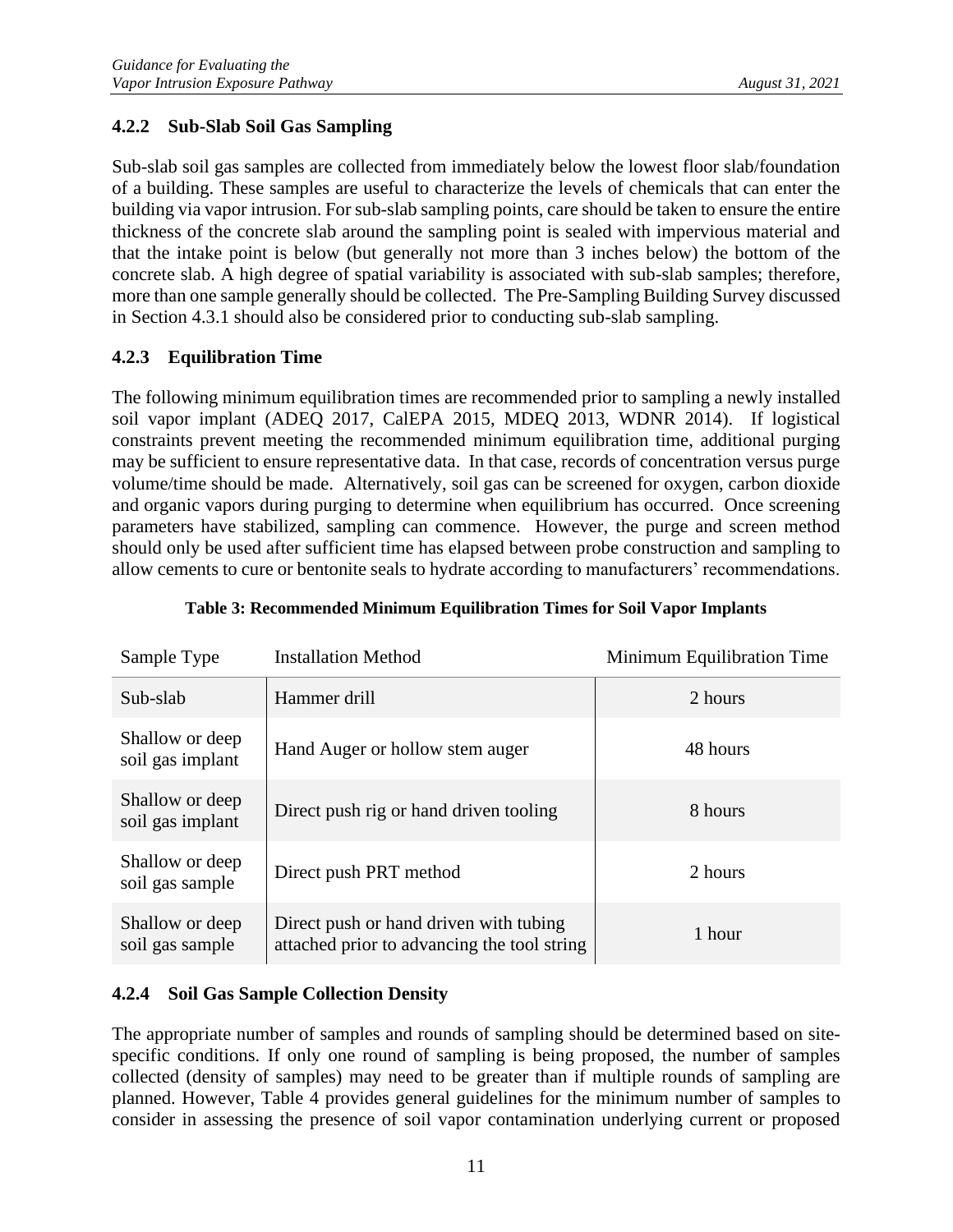### 4.2.2 Sub-Slab Soil Gas Sampling

Sub-slab soil gas samples are collected from immediately below the lowest floor slab/foundation of a building. These samples are useful to characterize the levels of chemicals that can enter the building via vapor intrusion. For sub-slab sampling points, care should be taken to ensure the entire thickness of the concrete slab around the sampling point is sealed with impervious material and that the intake point is below (but generally not more than 3 inches below) the bottom of the concrete slab. A high degree of spatial variability is associated with sub-slab samples; therefore, more than one sample generally should be collected. The Pre-Sampling Building Survey discussed in Section 4.3.1 should also be considered prior to conducting sub-slab sampling.

### 4.2.3 Equilibration Time

The following minimum equilibration times are recommended prior to sampling a newly installed soil vapor implant (ADEQ 2017, CalEPA 2015, MDEQ 2013, WDNR 2014). If logistical constraints prevent meeting the recommended minimum equilibration time, additional purging may be sufficient to ensure representative data. In that case, records of concentration versus purge volume/time should be made. Alternatively, soil gas can be screened for oxygen, carbon dioxide and organic vapors during purging to determine when equilibrium has occurred. Once screening parameters have stabilized, sampling can commence. However, the purge and screen method should only be used after sufficient time has elapsed between probe construction and sampling to allow cements to cure or bentonite seals to hydrate according to manufacturers' recommendations.

**Table 3: Recommended Minimum Equilibration Times for Soil Vapor Implants**

| Sample Type | Installation Method | Minimum Equilibration Time |
|---|---|---|
| Sub-slab | Hammer drill | 2 hours |
| Shallow or deep soil gas implant | Hand Auger or hollow stem auger | 48 hours |
| Shallow or deep soil gas implant | Direct push rig or hand driven tooling | 8 hours |
| Shallow or deep soil gas sample | Direct push PRT method | 2 hours |
| Shallow or deep soil gas sample | Direct push or hand driven with tubing attached prior to advancing the tool string | 1 hour |

### 4.2.4 Soil Gas Sample Collection Density

The appropriate number of samples and rounds of sampling should be determined based on site-specific conditions. If only one round of sampling is being proposed, the number of samples collected (density of samples) may need to be greater than if multiple rounds of sampling are planned. However, Table 4 provides general guidelines for the minimum number of samples to consider in assessing the presence of soil vapor contamination underlying current or proposed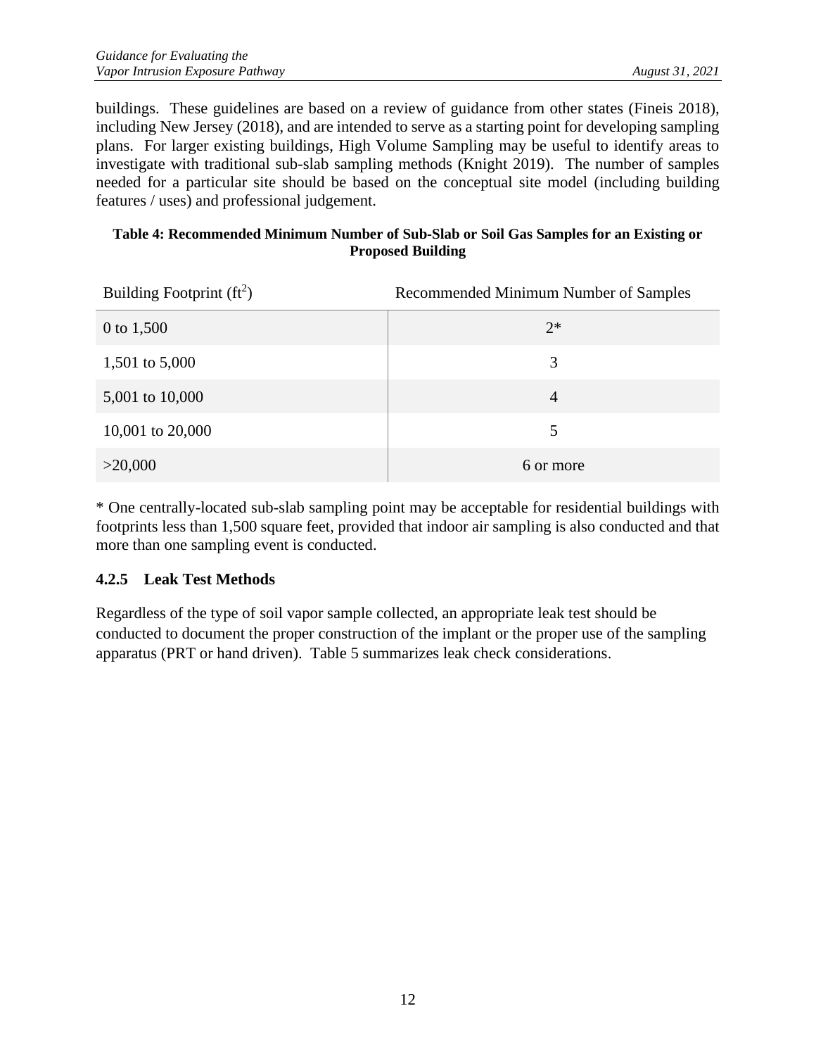buildings. These guidelines are based on a review of guidance from other states (Fineis 2018), including New Jersey (2018), and are intended to serve as a starting point for developing sampling plans. For larger existing buildings, High Volume Sampling may be useful to identify areas to investigate with traditional sub-slab sampling methods (Knight 2019). The number of samples needed for a particular site should be based on the conceptual site model (including building features / uses) and professional judgement.

**Table 4: Recommended Minimum Number of Sub-Slab or Soil Gas Samples for an Existing or Proposed Building**

| Building Footprint ($ft^2$) | Recommended Minimum Number of Samples |
|---|---|
| 0 to 1,500 | 2* |
| 1,501 to 5,000 | 3 |
| 5,001 to 10,000 | 4 |
| 10,001 to 20,000 | 5 |
| >20,000 | 6 or more |

* One centrally-located sub-slab sampling point may be acceptable for residential buildings with footprints less than 1,500 square feet, provided that indoor air sampling is also conducted and that more than one sampling event is conducted.

### 4.2.5 Leak Test Methods

Regardless of the type of soil vapor sample collected, an appropriate leak test should be conducted to document the proper construction of the implant or the proper use of the sampling apparatus (PRT or hand driven). Table 5 summarizes leak check considerations.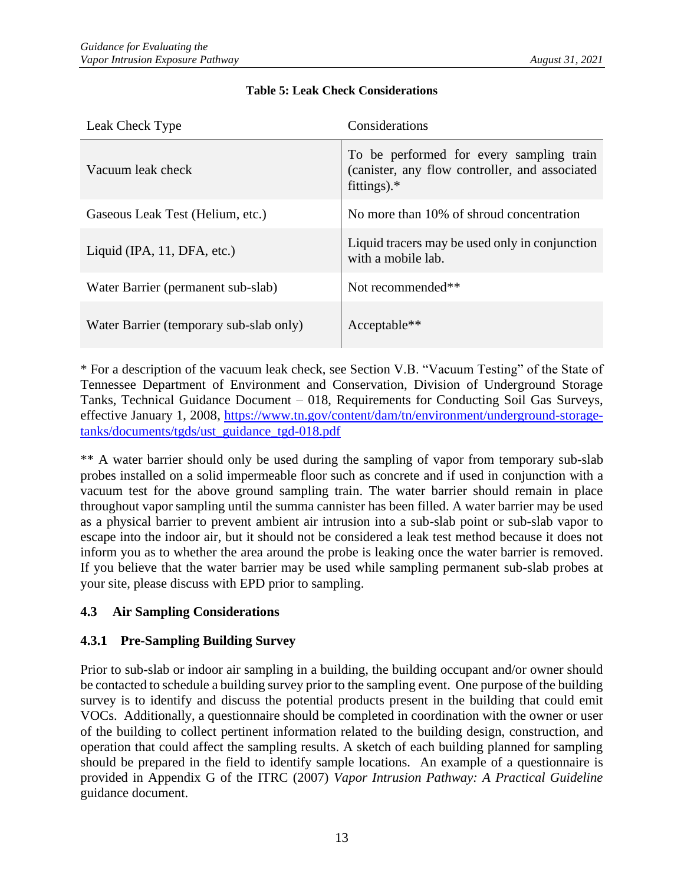**Table 5: Leak Check Considerations**

| Leak Check Type | Considerations |
|---|---|
| Vacuum leak check | To be performed for every sampling train (canister, any flow controller, and associated fittings).* |
| Gaseous Leak Test (Helium, etc.) | No more than 10% of shroud concentration |
| Liquid (IPA, 11, DFA, etc.) | Liquid tracers may be used only in conjunction with a mobile lab. |
| Water Barrier (permanent sub-slab) | Not recommended** |
| Water Barrier (temporary sub-slab only) | Acceptable** |

* For a description of the vacuum leak check, see Section V.B. "Vacuum Testing" of the State of Tennessee Department of Environment and Conservation, Division of Underground Storage Tanks, Technical Guidance Document – 018, Requirements for Conducting Soil Gas Surveys, effective January 1, 2008, [https://www.tn.gov/content/dam/tn/environment/underground-storage-tanks/documents/tgds/ust_guidance_tgd-018.pdf](https://www.tn.gov/content/dam/tn/environment/underground-storage-tanks/documents/tgds/ust_guidance_tgd-018.pdf)

** A water barrier should only be used during the sampling of vapor from temporary sub-slab probes installed on a solid impermeable floor such as concrete and if used in conjunction with a vacuum test for the above ground sampling train. The water barrier should remain in place throughout vapor sampling until the summa cannister has been filled. A water barrier may be used as a physical barrier to prevent ambient air intrusion into a sub-slab point or sub-slab vapor to escape into the indoor air, but it should not be considered a leak test method because it does not inform you as to whether the area around the probe is leaking once the water barrier is removed. If you believe that the water barrier may be used while sampling permanent sub-slab probes at your site, please discuss with EPD prior to sampling.

## 4.3 Air Sampling Considerations

### 4.3.1 Pre-Sampling Building Survey

Prior to sub-slab or indoor air sampling in a building, the building occupant and/or owner should be contacted to schedule a building survey prior to the sampling event. One purpose of the building survey is to identify and discuss the potential products present in the building that could emit VOCs. Additionally, a questionnaire should be completed in coordination with the owner or user of the building to collect pertinent information related to the building design, construction, and operation that could affect the sampling results. A sketch of each building planned for sampling should be prepared in the field to identify sample locations. An example of a questionnaire is provided in Appendix G of the ITRC (2007) *Vapor Intrusion Pathway: A Practical Guideline* guidance document.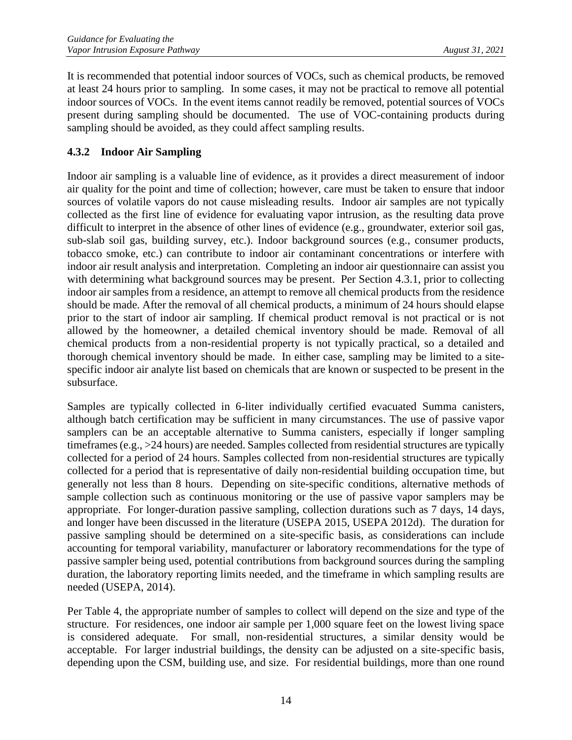It is recommended that potential indoor sources of VOCs, such as chemical products, be removed at least 24 hours prior to sampling. In some cases, it may not be practical to remove all potential indoor sources of VOCs. In the event items cannot readily be removed, potential sources of VOCs present during sampling should be documented. The use of VOC-containing products during sampling should be avoided, as they could affect sampling results.

### 4.3.2 Indoor Air Sampling

Indoor air sampling is a valuable line of evidence, as it provides a direct measurement of indoor air quality for the point and time of collection; however, care must be taken to ensure that indoor sources of volatile vapors do not cause misleading results. Indoor air samples are not typically collected as the first line of evidence for evaluating vapor intrusion, as the resulting data prove difficult to interpret in the absence of other lines of evidence (e.g., groundwater, exterior soil gas, sub-slab soil gas, building survey, etc.). Indoor background sources (e.g., consumer products, tobacco smoke, etc.) can contribute to indoor air contaminant concentrations or interfere with indoor air result analysis and interpretation. Completing an indoor air questionnaire can assist you with determining what background sources may be present. Per Section 4.3.1, prior to collecting indoor air samples from a residence, an attempt to remove all chemical products from the residence should be made. After the removal of all chemical products, a minimum of 24 hours should elapse prior to the start of indoor air sampling. If chemical product removal is not practical or is not allowed by the homeowner, a detailed chemical inventory should be made. Removal of all chemical products from a non-residential property is not typically practical, so a detailed and thorough chemical inventory should be made. In either case, sampling may be limited to a site-specific indoor air analyte list based on chemicals that are known or suspected to be present in the subsurface.

Samples are typically collected in 6-liter individually certified evacuated Summa canisters, although batch certification may be sufficient in many circumstances. The use of passive vapor samplers can be an acceptable alternative to Summa canisters, especially if longer sampling timeframes (e.g., >24 hours) are needed. Samples collected from residential structures are typically collected for a period of 24 hours. Samples collected from non-residential structures are typically collected for a period that is representative of daily non-residential building occupation time, but generally not less than 8 hours. Depending on site-specific conditions, alternative methods of sample collection such as continuous monitoring or the use of passive vapor samplers may be appropriate. For longer-duration passive sampling, collection durations such as 7 days, 14 days, and longer have been discussed in the literature (USEPA 2015, USEPA 2012d). The duration for passive sampling should be determined on a site-specific basis, as considerations can include accounting for temporal variability, manufacturer or laboratory recommendations for the type of passive sampler being used, potential contributions from background sources during the sampling duration, the laboratory reporting limits needed, and the timeframe in which sampling results are needed (USEPA, 2014).

Per Table 4, the appropriate number of samples to collect will depend on the size and type of the structure. For residences, one indoor air sample per 1,000 square feet on the lowest living space is considered adequate. For small, non-residential structures, a similar density would be acceptable. For larger industrial buildings, the density can be adjusted on a site-specific basis, depending upon the CSM, building use, and size. For residential buildings, more than one round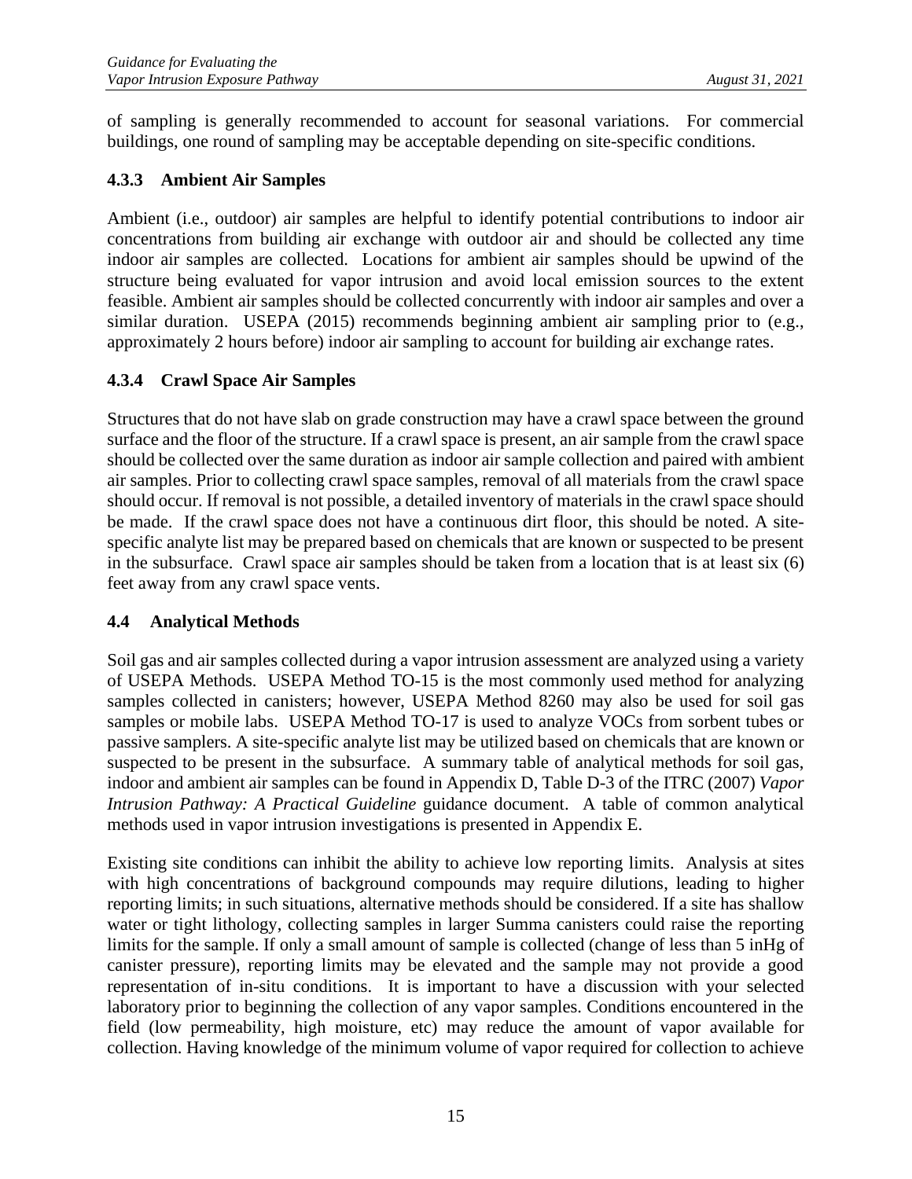of sampling is generally recommended to account for seasonal variations. For commercial buildings, one round of sampling may be acceptable depending on site-specific conditions.

### 4.3.3 Ambient Air Samples

Ambient (i.e., outdoor) air samples are helpful to identify potential contributions to indoor air concentrations from building air exchange with outdoor air and should be collected any time indoor air samples are collected. Locations for ambient air samples should be upwind of the structure being evaluated for vapor intrusion and avoid local emission sources to the extent feasible. Ambient air samples should be collected concurrently with indoor air samples and over a similar duration. USEPA (2015) recommends beginning ambient air sampling prior to (e.g., approximately 2 hours before) indoor air sampling to account for building air exchange rates.

### 4.3.4 Crawl Space Air Samples

Structures that do not have slab on grade construction may have a crawl space between the ground surface and the floor of the structure. If a crawl space is present, an air sample from the crawl space should be collected over the same duration as indoor air sample collection and paired with ambient air samples. Prior to collecting crawl space samples, removal of all materials from the crawl space should occur. If removal is not possible, a detailed inventory of materials in the crawl space should be made. If the crawl space does not have a continuous dirt floor, this should be noted. A site-specific analyte list may be prepared based on chemicals that are known or suspected to be present in the subsurface. Crawl space air samples should be taken from a location that is at least six (6) feet away from any crawl space vents.

## 4.4 Analytical Methods

Soil gas and air samples collected during a vapor intrusion assessment are analyzed using a variety of USEPA Methods. USEPA Method TO-15 is the most commonly used method for analyzing samples collected in canisters; however, USEPA Method 8260 may also be used for soil gas samples or mobile labs. USEPA Method TO-17 is used to analyze VOCs from sorbent tubes or passive samplers. A site-specific analyte list may be utilized based on chemicals that are known or suspected to be present in the subsurface. A summary table of analytical methods for soil gas, indoor and ambient air samples can be found in Appendix D, Table D-3 of the ITRC (2007) *Vapor Intrusion Pathway: A Practical Guideline* guidance document. A table of common analytical methods used in vapor intrusion investigations is presented in Appendix E.

Existing site conditions can inhibit the ability to achieve low reporting limits. Analysis at sites with high concentrations of background compounds may require dilutions, leading to higher reporting limits; in such situations, alternative methods should be considered. If a site has shallow water or tight lithology, collecting samples in larger Summa canisters could raise the reporting limits for the sample. If only a small amount of sample is collected (change of less than 5 inHg of canister pressure), reporting limits may be elevated and the sample may not provide a good representation of in-situ conditions. It is important to have a discussion with your selected laboratory prior to beginning the collection of any vapor samples. Conditions encountered in the field (low permeability, high moisture, etc) may reduce the amount of vapor available for collection. Having knowledge of the minimum volume of vapor required for collection to achieve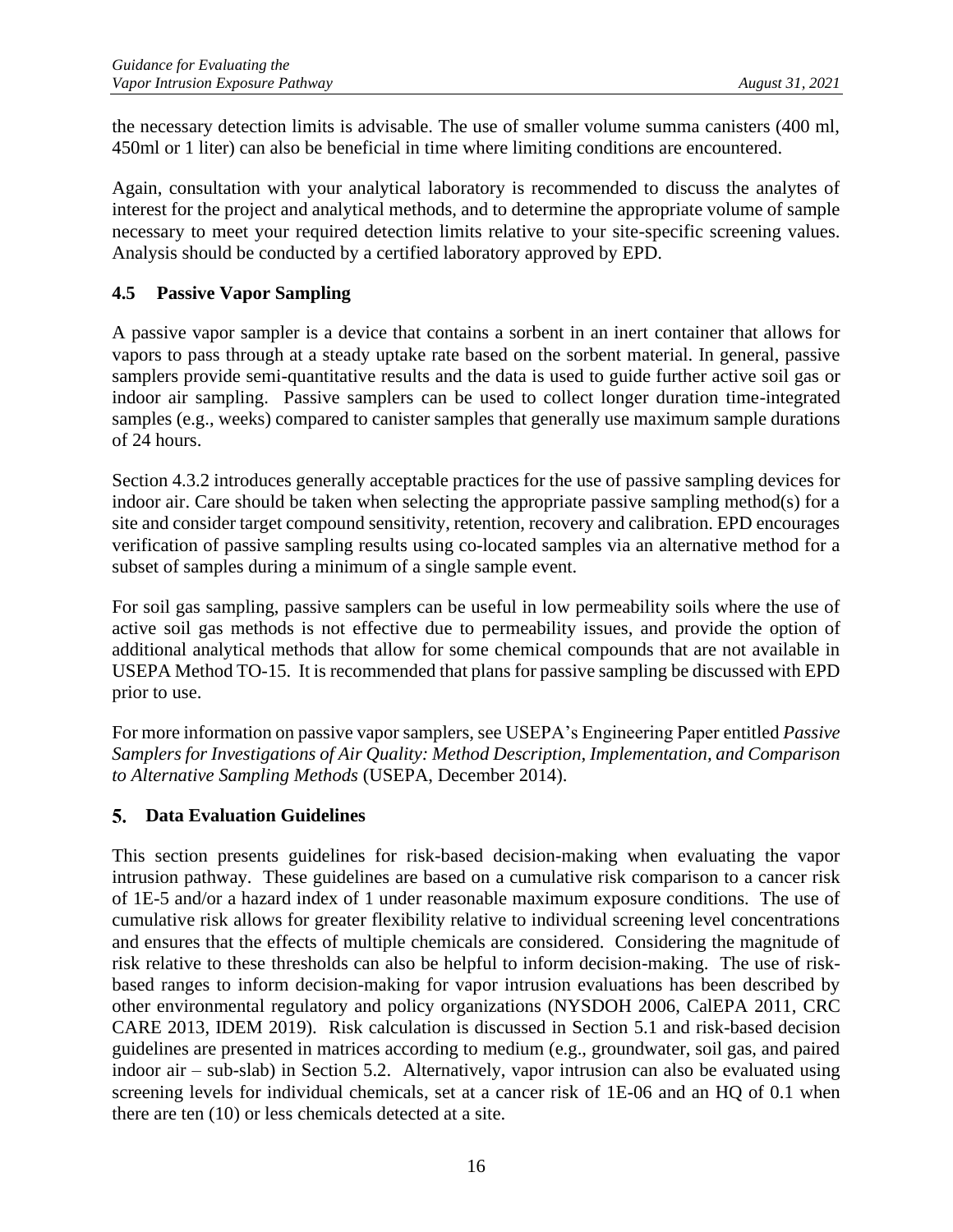the necessary detection limits is advisable. The use of smaller volume summa canisters (400 ml, 450ml or 1 liter) can also be beneficial in time where limiting conditions are encountered.

Again, consultation with your analytical laboratory is recommended to discuss the analytes of interest for the project and analytical methods, and to determine the appropriate volume of sample necessary to meet your required detection limits relative to your site-specific screening values. Analysis should be conducted by a certified laboratory approved by EPD.

### 4.5 Passive Vapor Sampling

A passive vapor sampler is a device that contains a sorbent in an inert container that allows for vapors to pass through at a steady uptake rate based on the sorbent material. In general, passive samplers provide semi-quantitative results and the data is used to guide further active soil gas or indoor air sampling. Passive samplers can be used to collect longer duration time-integrated samples (e.g., weeks) compared to canister samples that generally use maximum sample durations of 24 hours.

Section 4.3.2 introduces generally acceptable practices for the use of passive sampling devices for indoor air. Care should be taken when selecting the appropriate passive sampling method(s) for a site and consider target compound sensitivity, retention, recovery and calibration. EPD encourages verification of passive sampling results using co-located samples via an alternative method for a subset of samples during a minimum of a single sample event.

For soil gas sampling, passive samplers can be useful in low permeability soils where the use of active soil gas methods is not effective due to permeability issues, and provide the option of additional analytical methods that allow for some chemical compounds that are not available in USEPA Method TO-15. It is recommended that plans for passive sampling be discussed with EPD prior to use.

For more information on passive vapor samplers, see USEPA's Engineering Paper entitled *Passive Samplers for Investigations of Air Quality: Method Description, Implementation, and Comparison to Alternative Sampling Methods* (USEPA, December 2014).

## 5. Data Evaluation Guidelines

This section presents guidelines for risk-based decision-making when evaluating the vapor intrusion pathway. These guidelines are based on a cumulative risk comparison to a cancer risk of 1E-5 and/or a hazard index of 1 under reasonable maximum exposure conditions. The use of cumulative risk allows for greater flexibility relative to individual screening level concentrations and ensures that the effects of multiple chemicals are considered. Considering the magnitude of risk relative to these thresholds can also be helpful to inform decision-making. The use of risk-based ranges to inform decision-making for vapor intrusion evaluations has been described by other environmental regulatory and policy organizations (NYSDOH 2006, CalEPA 2011, CRC CARE 2013, IDEM 2019). Risk calculation is discussed in Section 5.1 and risk-based decision guidelines are presented in matrices according to medium (e.g., groundwater, soil gas, and paired indoor air – sub-slab) in Section 5.2. Alternatively, vapor intrusion can also be evaluated using screening levels for individual chemicals, set at a cancer risk of 1E-06 and an HQ of 0.1 when there are ten (10) or less chemicals detected at a site.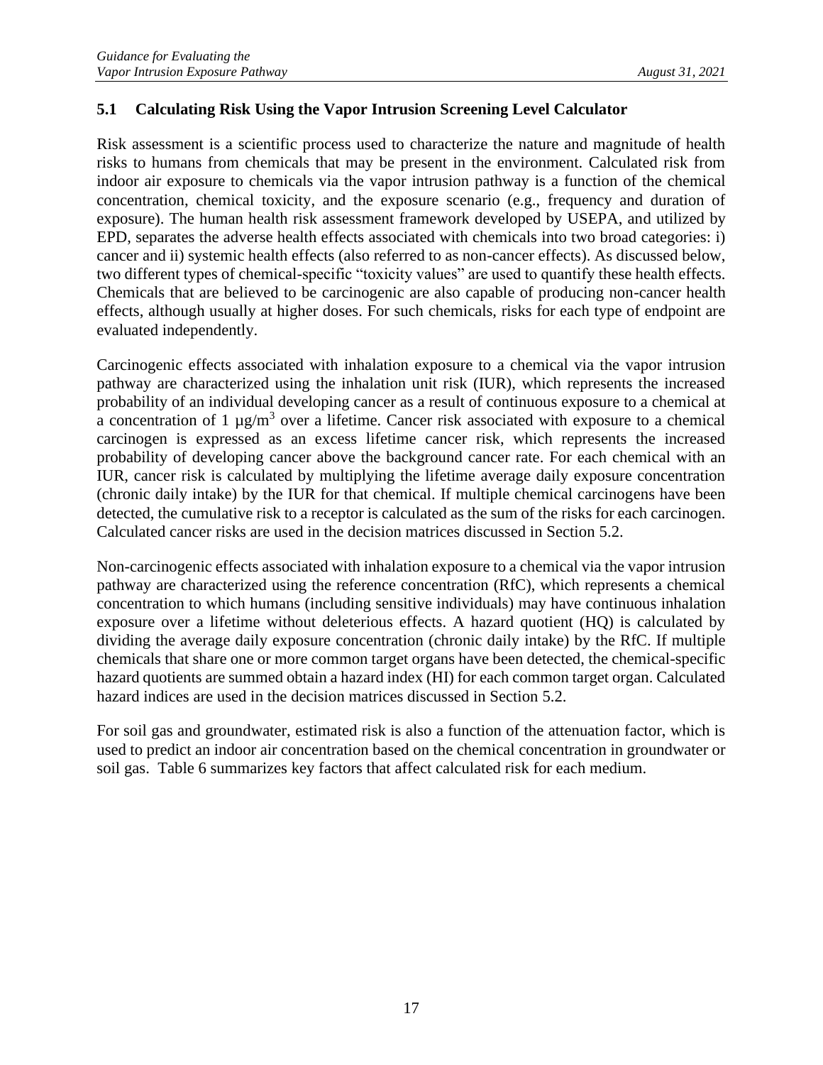### 5.1 Calculating Risk Using the Vapor Intrusion Screening Level Calculator

Risk assessment is a scientific process used to characterize the nature and magnitude of health risks to humans from chemicals that may be present in the environment. Calculated risk from indoor air exposure to chemicals via the vapor intrusion pathway is a function of the chemical concentration, chemical toxicity, and the exposure scenario (e.g., frequency and duration of exposure). The human health risk assessment framework developed by USEPA, and utilized by EPD, separates the adverse health effects associated with chemicals into two broad categories: i) cancer and ii) systemic health effects (also referred to as non-cancer effects). As discussed below, two different types of chemical-specific "toxicity values" are used to quantify these health effects. Chemicals that are believed to be carcinogenic are also capable of producing non-cancer health effects, although usually at higher doses. For such chemicals, risks for each type of endpoint are evaluated independently.

Carcinogenic effects associated with inhalation exposure to a chemical via the vapor intrusion pathway are characterized using the inhalation unit risk (IUR), which represents the increased probability of an individual developing cancer as a result of continuous exposure to a chemical at a concentration of 1 $\mu g/m^3$ over a lifetime. Cancer risk associated with exposure to a chemical carcinogen is expressed as an excess lifetime cancer risk, which represents the increased probability of developing cancer above the background cancer rate. For each chemical with an IUR, cancer risk is calculated by multiplying the lifetime average daily exposure concentration (chronic daily intake) by the IUR for that chemical. If multiple chemical carcinogens have been detected, the cumulative risk to a receptor is calculated as the sum of the risks for each carcinogen. Calculated cancer risks are used in the decision matrices discussed in Section 5.2.

Non-carcinogenic effects associated with inhalation exposure to a chemical via the vapor intrusion pathway are characterized using the reference concentration (RfC), which represents a chemical concentration to which humans (including sensitive individuals) may have continuous inhalation exposure over a lifetime without deleterious effects. A hazard quotient (HQ) is calculated by dividing the average daily exposure concentration (chronic daily intake) by the RfC. If multiple chemicals that share one or more common target organs have been detected, the chemical-specific hazard quotients are summed obtain a hazard index (HI) for each common target organ. Calculated hazard indices are used in the decision matrices discussed in Section 5.2.

For soil gas and groundwater, estimated risk is also a function of the attenuation factor, which is used to predict an indoor air concentration based on the chemical concentration in groundwater or soil gas. Table 6 summarizes key factors that affect calculated risk for each medium.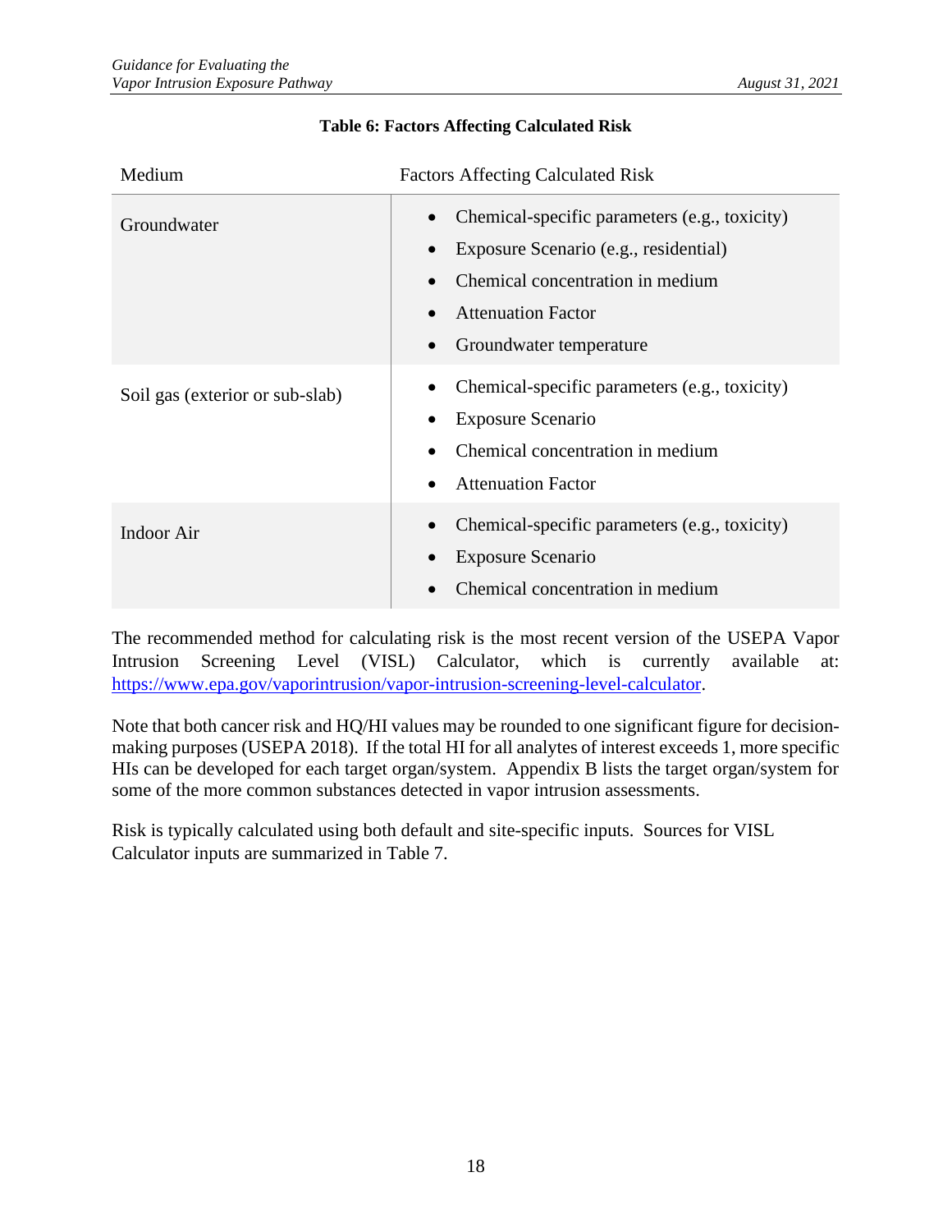**Table 6: Factors Affecting Calculated Risk**

| Medium | Factors Affecting Calculated Risk |
|---|---|
| Groundwater | • Chemical-specific parameters (e.g., toxicity)<br>• Exposure Scenario (e.g., residential)<br>• Chemical concentration in medium<br>• Attenuation Factor<br>• Groundwater temperature |
| Soil gas (exterior or sub-slab) | • Chemical-specific parameters (e.g., toxicity)<br>• Exposure Scenario<br>• Chemical concentration in medium<br>• Attenuation Factor |
| Indoor Air | • Chemical-specific parameters (e.g., toxicity)<br>• Exposure Scenario<br>• Chemical concentration in medium |

The recommended method for calculating risk is the most recent version of the USEPA Vapor Intrusion Screening Level (VISL) Calculator, which is currently available at: https://www.epa.gov/vaporintrusion/vapor-intrusion-screening-level-calculator.

Note that both cancer risk and HQ/HI values may be rounded to one significant figure for decision-making purposes (USEPA 2018). If the total HI for all analytes of interest exceeds 1, more specific HIs can be developed for each target organ/system. Appendix B lists the target organ/system for some of the more common substances detected in vapor intrusion assessments.

Risk is typically calculated using both default and site-specific inputs. Sources for VISL Calculator inputs are summarized in Table 7.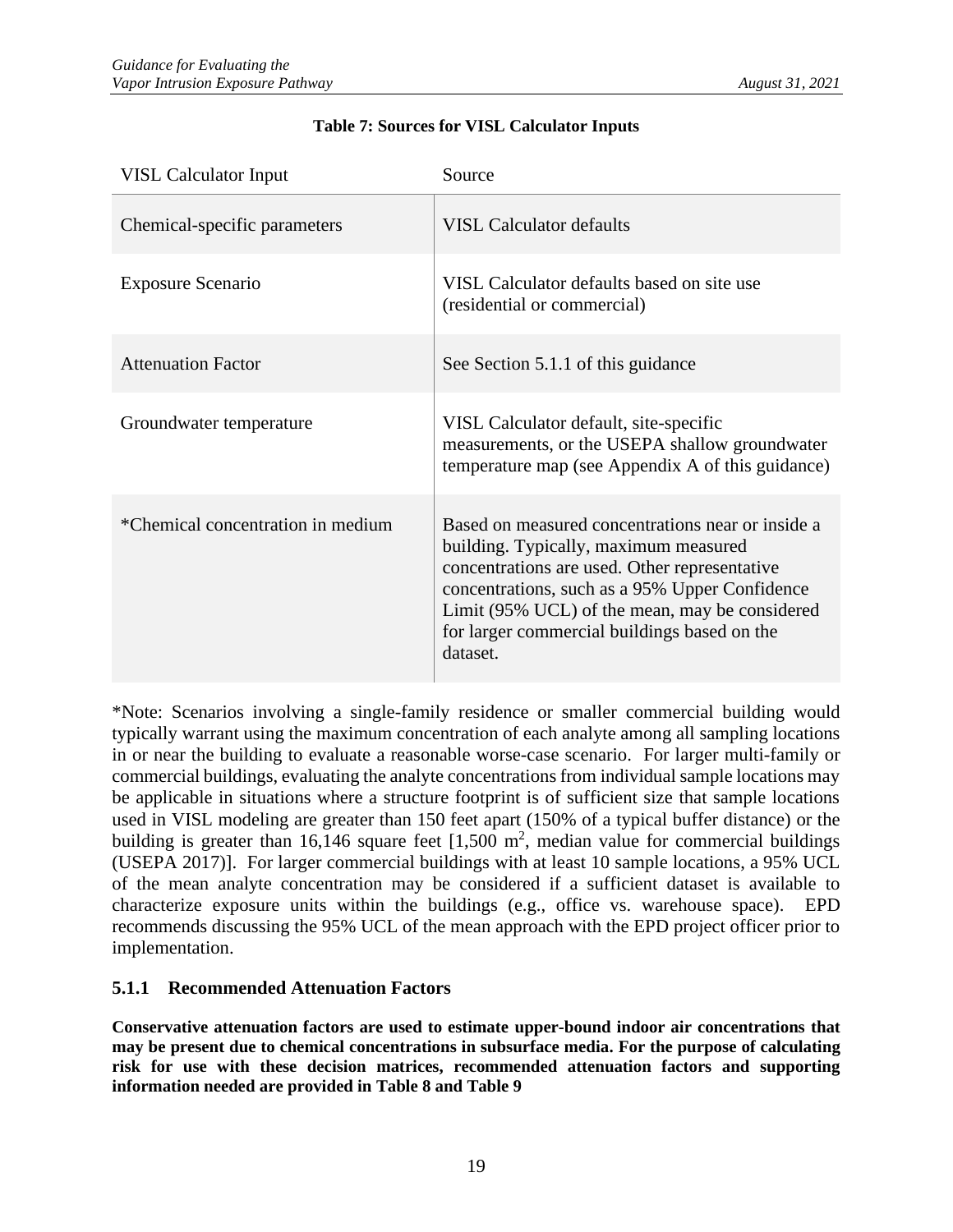**Table 7: Sources for VISL Calculator Inputs**

| VISL Calculator Input | Source |
|---|---|
| Chemical-specific parameters | VISL Calculator defaults |
| Exposure Scenario | VISL Calculator defaults based on site use (residential or commercial) |
| Attenuation Factor | See Section 5.1.1 of this guidance |
| Groundwater temperature | VISL Calculator default, site-specific measurements, or the USEPA shallow groundwater temperature map (see Appendix A of this guidance) |
| *Chemical concentration in medium | Based on measured concentrations near or inside a building. Typically, maximum measured concentrations are used. Other representative concentrations, such as a 95% Upper Confidence Limit (95% UCL) of the mean, may be considered for larger commercial buildings based on the dataset. |

*Note: Scenarios involving a single-family residence or smaller commercial building would typically warrant using the maximum concentration of each analyte among all sampling locations in or near the building to evaluate a reasonable worse-case scenario. For larger multi-family or commercial buildings, evaluating the analyte concentrations from individual sample locations may be applicable in situations where a structure footprint is of sufficient size that sample locations used in VISL modeling are greater than 150 feet apart (150% of a typical buffer distance) or the building is greater than 16,146 square feet [1,500 $m^2$, median value for commercial buildings (USEPA 2017)]. For larger commercial buildings with at least 10 sample locations, a 95% UCL of the mean analyte concentration may be considered if a sufficient dataset is available to characterize exposure units within the buildings (e.g., office vs. warehouse space). EPD recommends discussing the 95% UCL of the mean approach with the EPD project officer prior to implementation.

### 5.1.1 Recommended Attenuation Factors

**Conservative attenuation factors are used to estimate upper-bound indoor air concentrations that may be present due to chemical concentrations in subsurface media. For the purpose of calculating risk for use with these decision matrices, recommended attenuation factors and supporting information needed are provided in Table 8 and Table 9**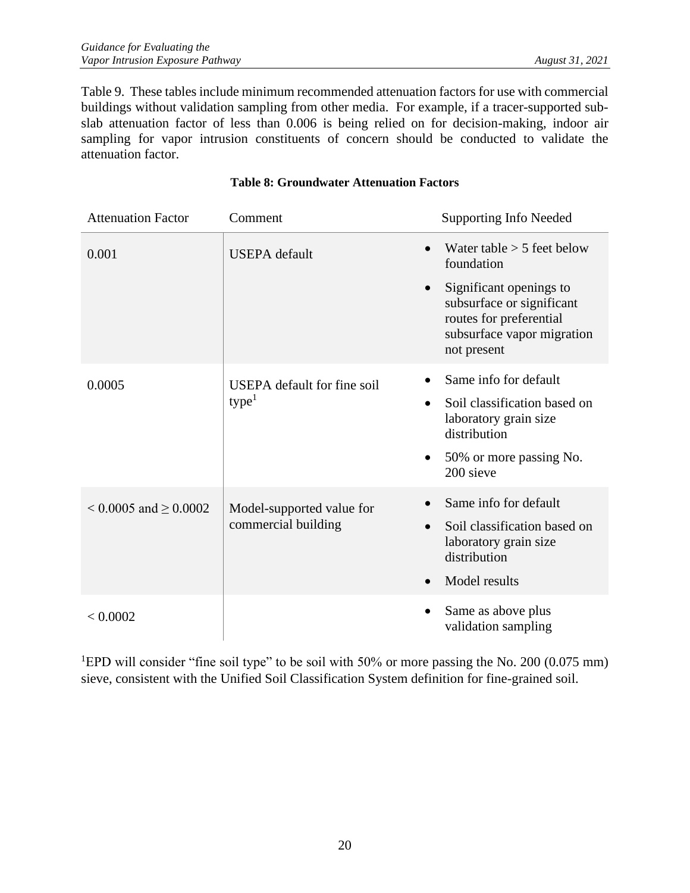Table 9. These tables include minimum recommended attenuation factors for use with commercial buildings without validation sampling from other media. For example, if a tracer-supported sub-slab attenuation factor of less than 0.006 is being relied on for decision-making, indoor air sampling for vapor intrusion constituents of concern should be conducted to validate the attenuation factor.

**Table 8: Groundwater Attenuation Factors**

| Attenuation Factor | Comment | Supporting Info Needed |
|---|---|---|
| 0.001 | USEPA default | • Water table > 5 feet below foundation<br>• Significant openings to subsurface or significant routes for preferential subsurface vapor migration not present |
| 0.0005 | USEPA default for fine soil type[1] | • Same info for default<br>• Soil classification based on laboratory grain size distribution<br>• 50% or more passing No. 200 sieve |
| < 0.0005 and ≥ 0.0002 | Model-supported value for commercial building | • Same info for default<br>• Soil classification based on laboratory grain size distribution<br>• Model results |
| < 0.0002 | | • Same as above plus validation sampling |

[1]EPD will consider "fine soil type" to be soil with 50% or more passing the No. 200 (0.075 mm) sieve, consistent with the Unified Soil Classification System definition for fine-grained soil.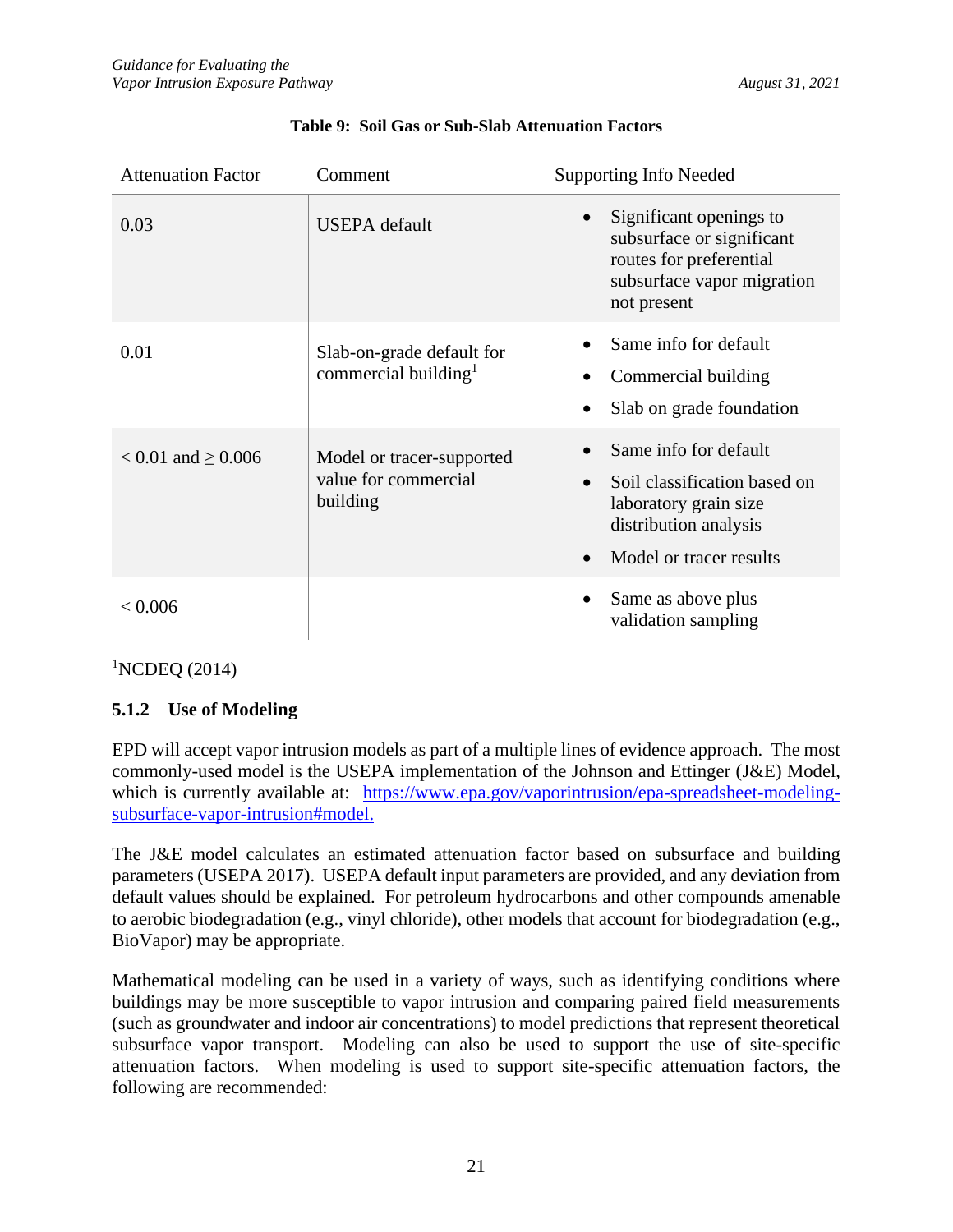**Table 9: Soil Gas or Sub-Slab Attenuation Factors**

| Attenuation Factor | Comment | Supporting Info Needed |
|---|---|---|
| 0.03 | USEPA default | • Significant openings to subsurface or significant routes for preferential subsurface vapor migration not present |
| 0.01 | Slab-on-grade default for commercial building[1] | • Same info for default<br>• Commercial building<br>• Slab on grade foundation |
| < 0.01 and ≥ 0.006 | Model or tracer-supported value for commercial building | • Same info for default<br>• Soil classification based on laboratory grain size distribution analysis<br>• Model or tracer results |
| < 0.006 | | • Same as above plus validation sampling |

[1]NCDEQ (2014)

### 5.1.2 Use of Modeling

EPD will accept vapor intrusion models as part of a multiple lines of evidence approach. The most commonly-used model is the USEPA implementation of the Johnson and Ettinger (J&E) Model, which is currently available at: https://www.epa.gov/vaporintrusion/epa-spreadsheet-modeling-subsurface-vapor-intrusion#model.

The J&E model calculates an estimated attenuation factor based on subsurface and building parameters (USEPA 2017). USEPA default input parameters are provided, and any deviation from default values should be explained. For petroleum hydrocarbons and other compounds amenable to aerobic biodegradation (e.g., vinyl chloride), other models that account for biodegradation (e.g., BioVapor) may be appropriate.

Mathematical modeling can be used in a variety of ways, such as identifying conditions where buildings may be more susceptible to vapor intrusion and comparing paired field measurements (such as groundwater and indoor air concentrations) to model predictions that represent theoretical subsurface vapor transport. Modeling can also be used to support the use of site-specific attenuation factors. When modeling is used to support site-specific attenuation factors, the following are recommended: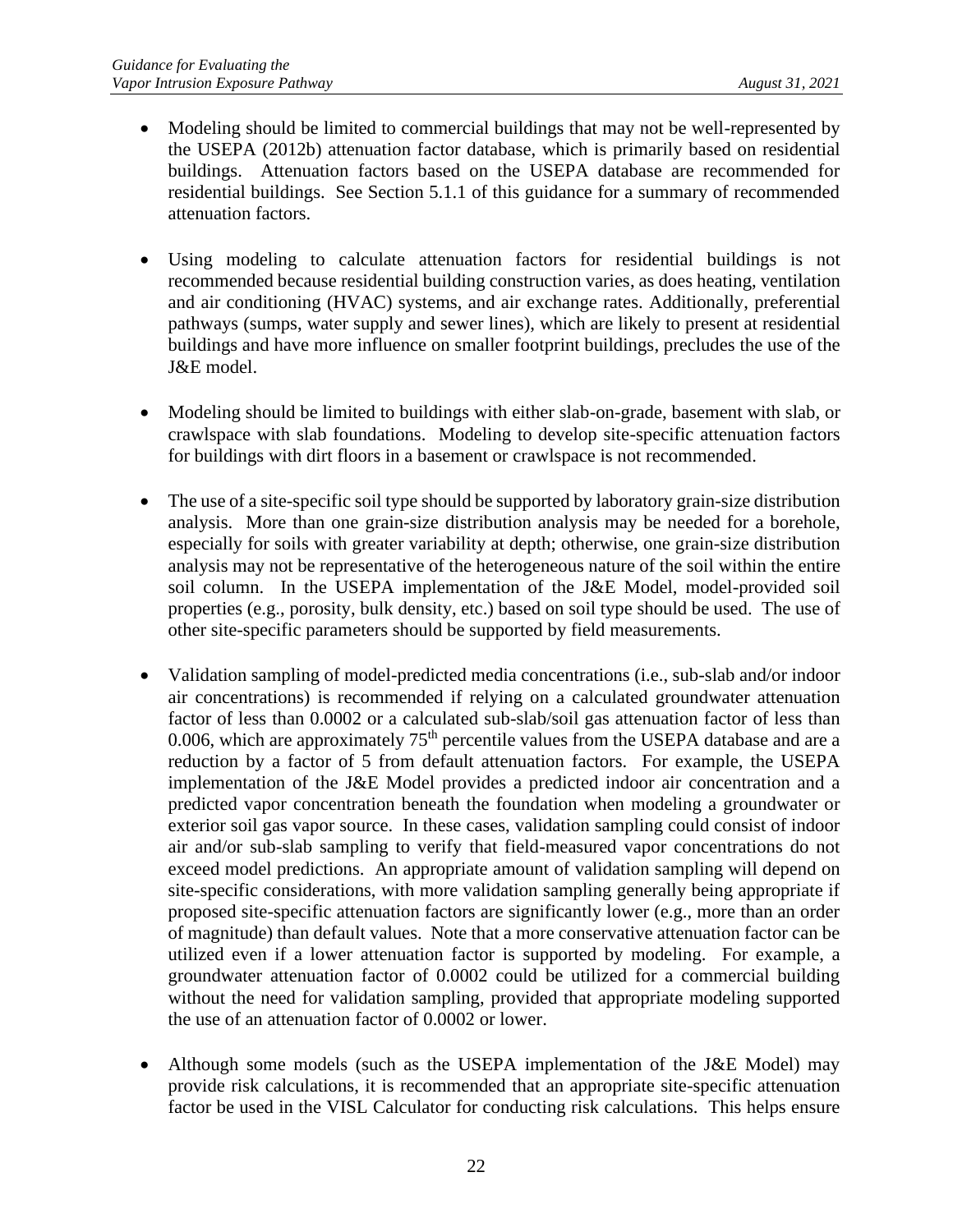- Modeling should be limited to commercial buildings that may not be well-represented by the USEPA (2012b) attenuation factor database, which is primarily based on residential buildings. Attenuation factors based on the USEPA database are recommended for residential buildings. See Section 5.1.1 of this guidance for a summary of recommended attenuation factors.

- Using modeling to calculate attenuation factors for residential buildings is not recommended because residential building construction varies, as does heating, ventilation and air conditioning (HVAC) systems, and air exchange rates. Additionally, preferential pathways (sumps, water supply and sewer lines), which are likely to present at residential buildings and have more influence on smaller footprint buildings, precludes the use of the J&E model.

- Modeling should be limited to buildings with either slab-on-grade, basement with slab, or crawlspace with slab foundations. Modeling to develop site-specific attenuation factors for buildings with dirt floors in a basement or crawlspace is not recommended.

- The use of a site-specific soil type should be supported by laboratory grain-size distribution analysis. More than one grain-size distribution analysis may be needed for a borehole, especially for soils with greater variability at depth; otherwise, one grain-size distribution analysis may not be representative of the heterogeneous nature of the soil within the entire soil column. In the USEPA implementation of the J&E Model, model-provided soil properties (e.g., porosity, bulk density, etc.) based on soil type should be used. The use of other site-specific parameters should be supported by field measurements.

- Validation sampling of model-predicted media concentrations (i.e., sub-slab and/or indoor air concentrations) is recommended if relying on a calculated groundwater attenuation factor of less than 0.0002 or a calculated sub-slab/soil gas attenuation factor of less than 0.006, which are approximately 75th percentile values from the USEPA database and are a reduction by a factor of 5 from default attenuation factors. For example, the USEPA implementation of the J&E Model provides a predicted indoor air concentration and a predicted vapor concentration beneath the foundation when modeling a groundwater or exterior soil gas vapor source. In these cases, validation sampling could consist of indoor air and/or sub-slab sampling to verify that field-measured vapor concentrations do not exceed model predictions. An appropriate amount of validation sampling will depend on site-specific considerations, with more validation sampling generally being appropriate if proposed site-specific attenuation factors are significantly lower (e.g., more than an order of magnitude) than default values. Note that a more conservative attenuation factor can be utilized even if a lower attenuation factor is supported by modeling. For example, a groundwater attenuation factor of 0.0002 could be utilized for a commercial building without the need for validation sampling, provided that appropriate modeling supported the use of an attenuation factor of 0.0002 or lower.

- Although some models (such as the USEPA implementation of the J&E Model) may provide risk calculations, it is recommended that an appropriate site-specific attenuation factor be used in the VISL Calculator for conducting risk calculations. This helps ensure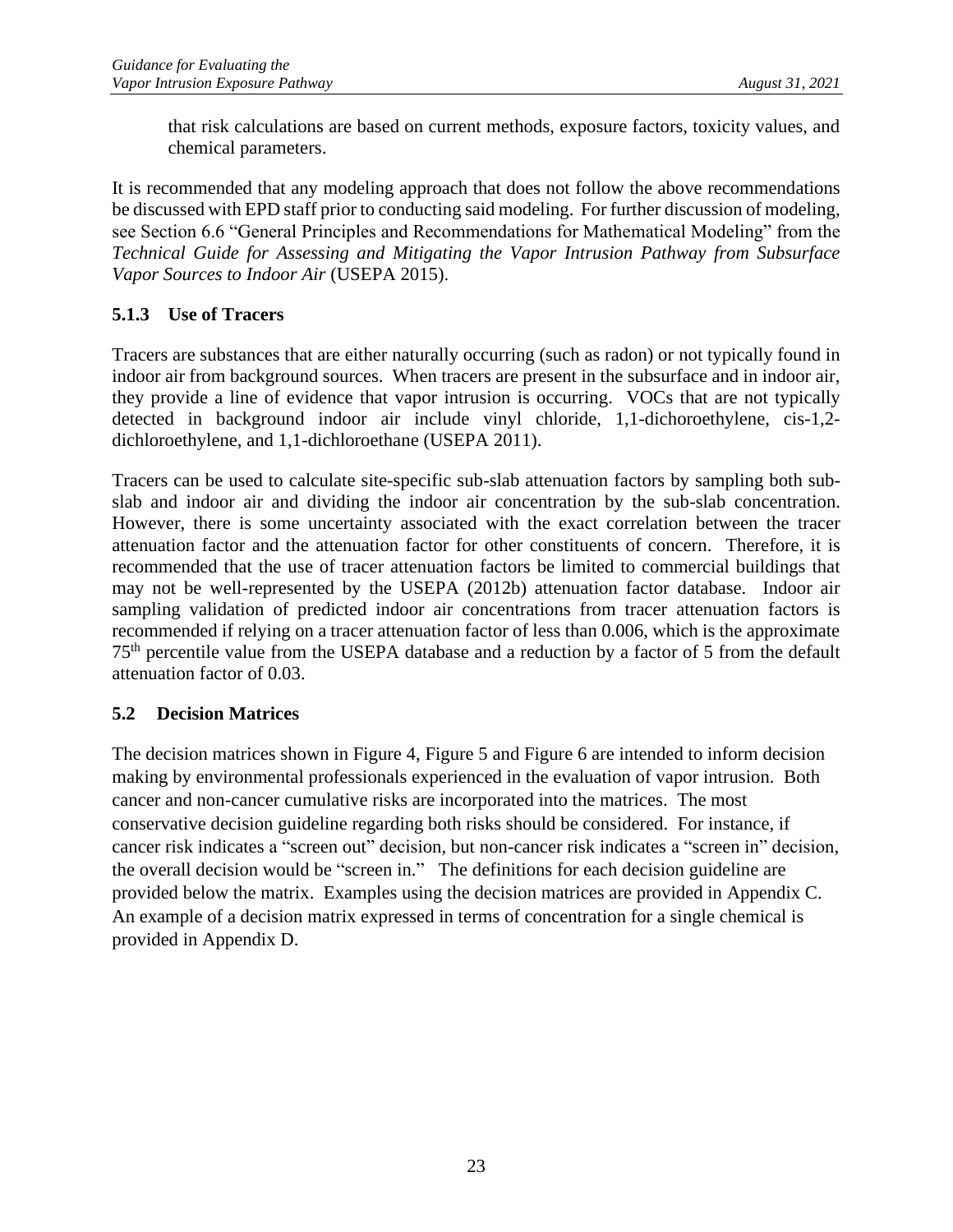that risk calculations are based on current methods, exposure factors, toxicity values, and chemical parameters.

It is recommended that any modeling approach that does not follow the above recommendations be discussed with EPD staff prior to conducting said modeling. For further discussion of modeling, see Section 6.6 "General Principles and Recommendations for Mathematical Modeling" from the *Technical Guide for Assessing and Mitigating the Vapor Intrusion Pathway from Subsurface Vapor Sources to Indoor Air* (USEPA 2015).

### 5.1.3 Use of Tracers

Tracers are substances that are either naturally occurring (such as radon) or not typically found in indoor air from background sources. When tracers are present in the subsurface and in indoor air, they provide a line of evidence that vapor intrusion is occurring. VOCs that are not typically detected in background indoor air include vinyl chloride, 1,1-dichoroethylene, cis-1,2-dichloroethylene, and 1,1-dichloroethane (USEPA 2011).

Tracers can be used to calculate site-specific sub-slab attenuation factors by sampling both sub-slab and indoor air and dividing the indoor air concentration by the sub-slab concentration. However, there is some uncertainty associated with the exact correlation between the tracer attenuation factor and the attenuation factor for other constituents of concern. Therefore, it is recommended that the use of tracer attenuation factors be limited to commercial buildings that may not be well-represented by the USEPA (2012b) attenuation factor database. Indoor air sampling validation of predicted indoor air concentrations from tracer attenuation factors is recommended if relying on a tracer attenuation factor of less than 0.006, which is the approximate $75^{th}$ percentile value from the USEPA database and a reduction by a factor of 5 from the default attenuation factor of 0.03.

## 5.2 Decision Matrices

The decision matrices shown in Figure 4, Figure 5 and Figure 6 are intended to inform decision making by environmental professionals experienced in the evaluation of vapor intrusion. Both cancer and non-cancer cumulative risks are incorporated into the matrices. The most conservative decision guideline regarding both risks should be considered. For instance, if cancer risk indicates a "screen out" decision, but non-cancer risk indicates a "screen in" decision, the overall decision would be "screen in." The definitions for each decision guideline are provided below the matrix. Examples using the decision matrices are provided in Appendix C. An example of a decision matrix expressed in terms of concentration for a single chemical is provided in Appendix D.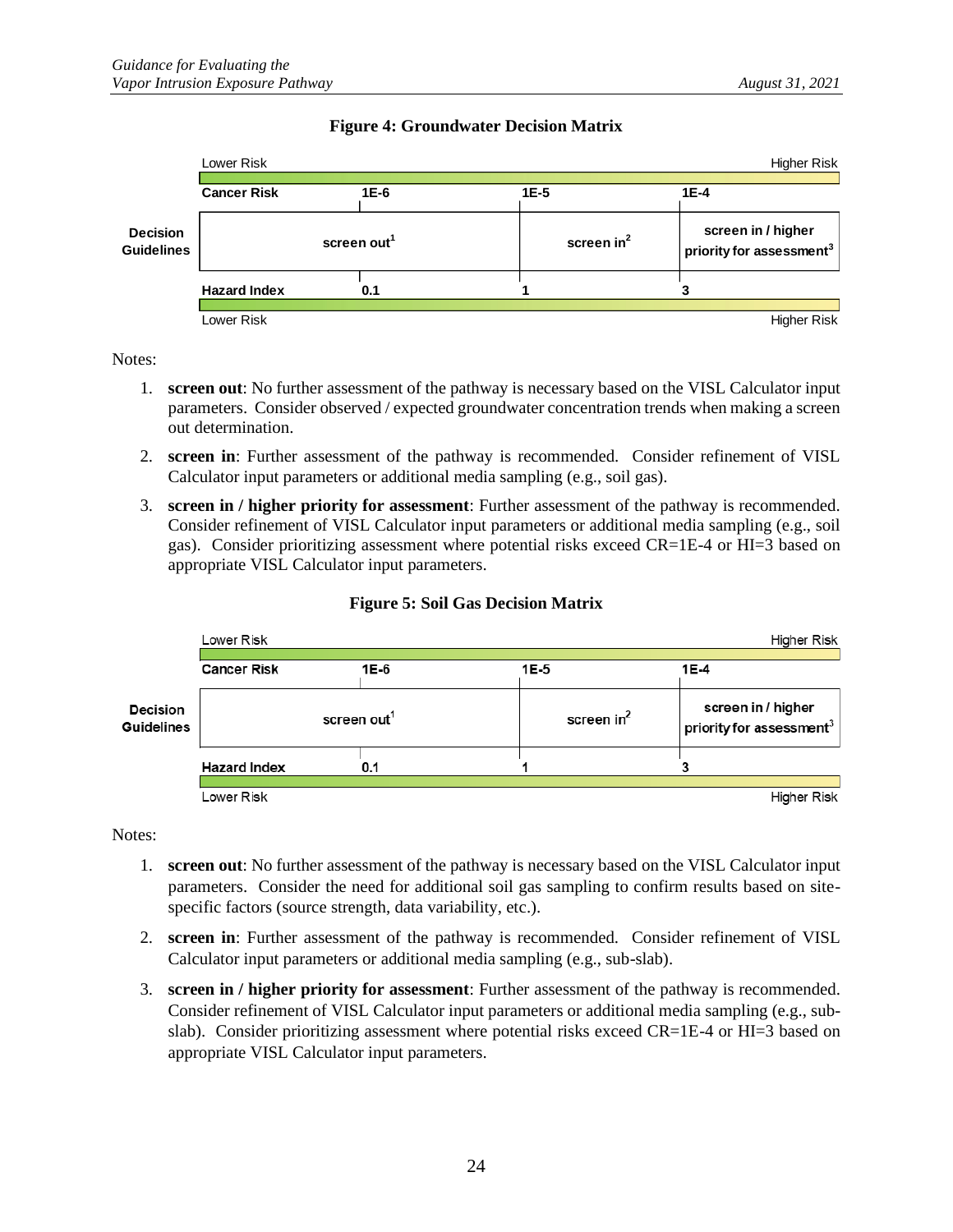**Figure 4: Groundwater Decision Matrix**

| | Lower Risk | | | Higher Risk |
|---|---|---|---|---|
| | **Cancer Risk** | **1E-6** | **1E-5** | **1E-4** |
| **Decision Guidelines** | | screen out[1] | screen in[2] | screen in / higher priority for assessment[3] |
| | **Hazard Index** | **0.1** | **1** | **3** |
| | Lower Risk | | | Higher Risk |

Notes:

1. **screen out**: No further assessment of the pathway is necessary based on the VISL Calculator input parameters. Consider observed / expected groundwater concentration trends when making a screen out determination.
2. **screen in**: Further assessment of the pathway is recommended. Consider refinement of VISL Calculator input parameters or additional media sampling (e.g., soil gas).
3. **screen in / higher priority for assessment**: Further assessment of the pathway is recommended. Consider refinement of VISL Calculator input parameters or additional media sampling (e.g., soil gas). Consider prioritizing assessment where potential risks exceed CR=1E-4 or HI=3 based on appropriate VISL Calculator input parameters.

**Figure 5: Soil Gas Decision Matrix**

| | Lower Risk | | | Higher Risk |
|---|---|---|---|---|
| | **Cancer Risk** | **1E-6** | **1E-5** | **1E-4** |
| **Decision Guidelines** | | screen out[1] | screen in[2] | screen in / higher priority for assessment[3] |
| | **Hazard Index** | **0.1** | **1** | **3** |
| | Lower Risk | | | Higher Risk |

Notes:

1. **screen out**: No further assessment of the pathway is necessary based on the VISL Calculator input parameters. Consider the need for additional soil gas sampling to confirm results based on site-specific factors (source strength, data variability, etc.).
2. **screen in**: Further assessment of the pathway is recommended. Consider refinement of VISL Calculator input parameters or additional media sampling (e.g., sub-slab).
3. **screen in / higher priority for assessment**: Further assessment of the pathway is recommended. Consider refinement of VISL Calculator input parameters or additional media sampling (e.g., sub-slab). Consider prioritizing assessment where potential risks exceed CR=1E-4 or HI=3 based on appropriate VISL Calculator input parameters.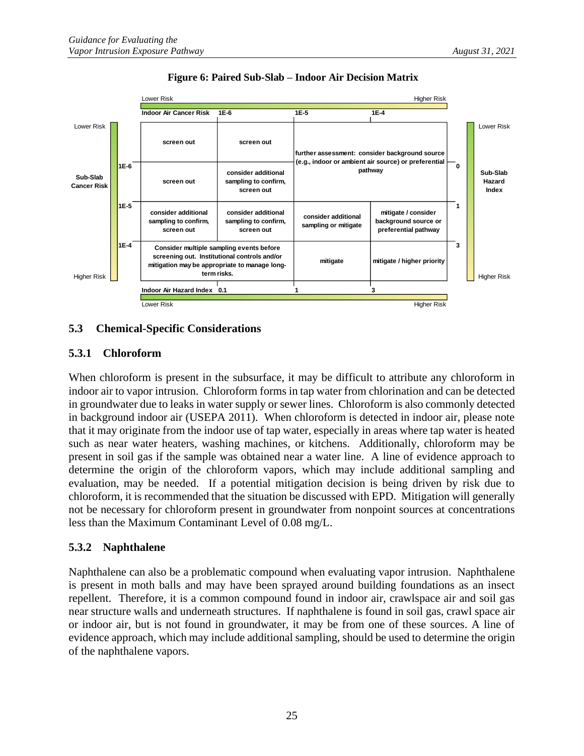**Figure 6: Paired Sub-Slab – Indoor Air Decision Matrix**

| Sub-Slab Cancer Risk / Sub-Slab Hazard Index | Indoor Air Cancer Risk < 1E-6 / Indoor Air Hazard Index < 0.1 | Indoor Air Cancer Risk 1E-6 to 1E-5 / Indoor Air Hazard Index 0.1 to 1 | Indoor Air Cancer Risk 1E-5 to 1E-4 / Indoor Air Hazard Index 1 to 3 | Indoor Air Cancer Risk > 1E-4 / Indoor Air Hazard Index > 3 |
|---|---|---|---|---|
| Sub-Slab Cancer Risk < 1E-6 / Sub-Slab Hazard Index < 0 (Lower Risk) | screen out | screen out | further assessment: consider background source (e.g., indoor or ambient air source) or preferential pathway | |
| Sub-Slab Cancer Risk 1E-6 to 1E-5 / Sub-Slab Hazard Index 0 to 1 | screen out | consider additional sampling to confirm, screen out | | |
| Sub-Slab Cancer Risk 1E-5 to 1E-4 / Sub-Slab Hazard Index 1 to 3 | consider additional sampling to confirm, screen out | consider additional sampling to confirm, screen out | consider additional sampling or mitigate | mitigate / consider background source or preferential pathway |
| Sub-Slab Cancer Risk > 1E-4 / Sub-Slab Hazard Index > 3 (Higher Risk) | Consider multiple sampling events before screening out. Institutional controls and/or mitigation may be appropriate to manage long-term risks. | | mitigate | mitigate / higher priority |

Lower Risk → Higher Risk

## 5.3 Chemical-Specific Considerations

### 5.3.1 Chloroform

When chloroform is present in the subsurface, it may be difficult to attribute any chloroform in indoor air to vapor intrusion. Chloroform forms in tap water from chlorination and can be detected in groundwater due to leaks in water supply or sewer lines. Chloroform is also commonly detected in background indoor air (USEPA 2011). When chloroform is detected in indoor air, please note that it may originate from the indoor use of tap water, especially in areas where tap water is heated such as near water heaters, washing machines, or kitchens. Additionally, chloroform may be present in soil gas if the sample was obtained near a water line. A line of evidence approach to determine the origin of the chloroform vapors, which may include additional sampling and evaluation, may be needed. If a potential mitigation decision is being driven by risk due to chloroform, it is recommended that the situation be discussed with EPD. Mitigation will generally not be necessary for chloroform present in groundwater from nonpoint sources at concentrations less than the Maximum Contaminant Level of 0.08 mg/L.

### 5.3.2 Naphthalene

Naphthalene can also be a problematic compound when evaluating vapor intrusion. Naphthalene is present in moth balls and may have been sprayed around building foundations as an insect repellent. Therefore, it is a common compound found in indoor air, crawlspace air and soil gas near structure walls and underneath structures. If naphthalene is found in soil gas, crawl space air or indoor air, but is not found in groundwater, it may be from one of these sources. A line of evidence approach, which may include additional sampling, should be used to determine the origin of the naphthalene vapors.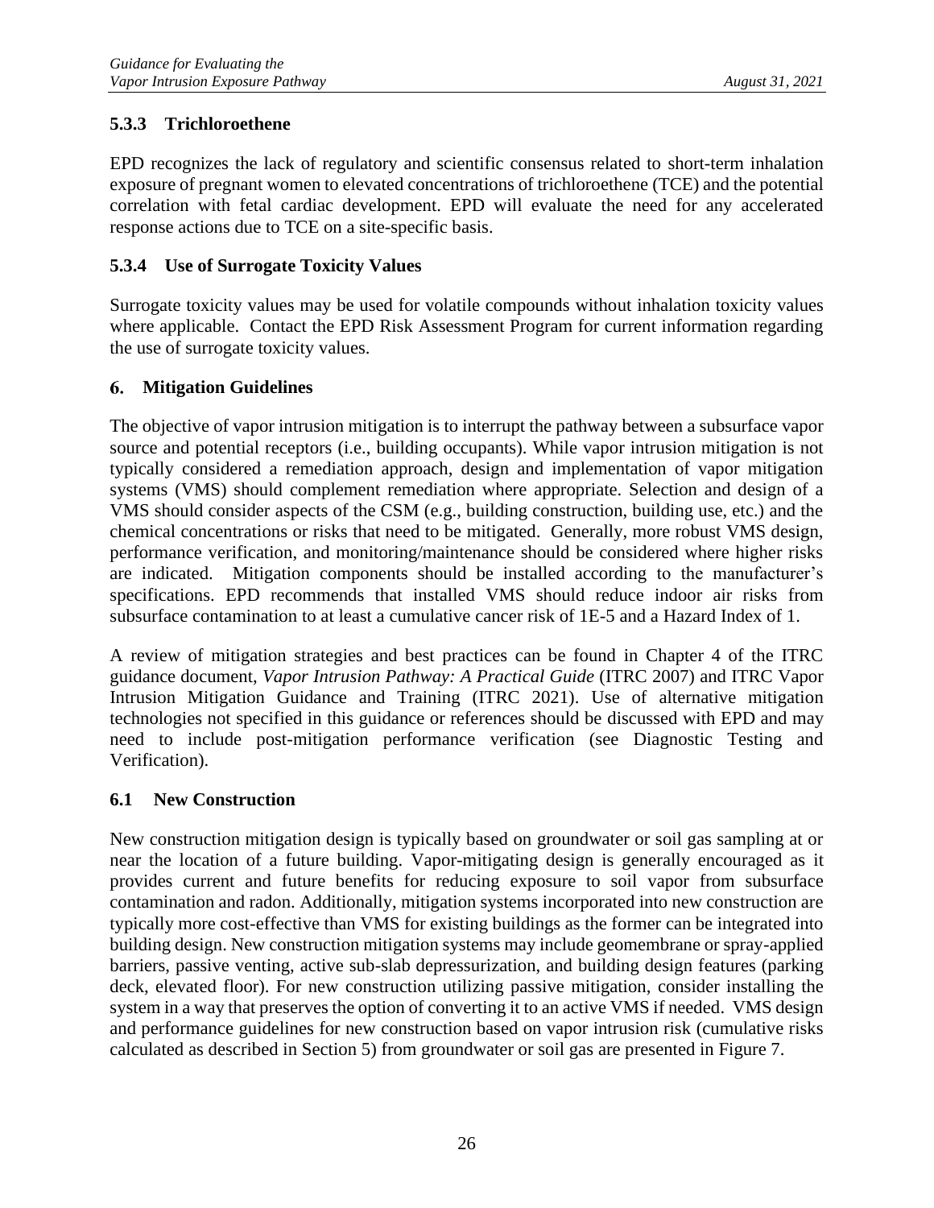### 5.3.3 Trichloroethene

EPD recognizes the lack of regulatory and scientific consensus related to short-term inhalation exposure of pregnant women to elevated concentrations of trichloroethene (TCE) and the potential correlation with fetal cardiac development. EPD will evaluate the need for any accelerated response actions due to TCE on a site-specific basis.

### 5.3.4 Use of Surrogate Toxicity Values

Surrogate toxicity values may be used for volatile compounds without inhalation toxicity values where applicable. Contact the EPD Risk Assessment Program for current information regarding the use of surrogate toxicity values.

# 6. Mitigation Guidelines

The objective of vapor intrusion mitigation is to interrupt the pathway between a subsurface vapor source and potential receptors (i.e., building occupants). While vapor intrusion mitigation is not typically considered a remediation approach, design and implementation of vapor mitigation systems (VMS) should complement remediation where appropriate. Selection and design of a VMS should consider aspects of the CSM (e.g., building construction, building use, etc.) and the chemical concentrations or risks that need to be mitigated. Generally, more robust VMS design, performance verification, and monitoring/maintenance should be considered where higher risks are indicated. Mitigation components should be installed according to the manufacturer's specifications. EPD recommends that installed VMS should reduce indoor air risks from subsurface contamination to at least a cumulative cancer risk of 1E-5 and a Hazard Index of 1.

A review of mitigation strategies and best practices can be found in Chapter 4 of the ITRC guidance document, *Vapor Intrusion Pathway: A Practical Guide* (ITRC 2007) and ITRC Vapor Intrusion Mitigation Guidance and Training (ITRC 2021). Use of alternative mitigation technologies not specified in this guidance or references should be discussed with EPD and may need to include post-mitigation performance verification (see Diagnostic Testing and Verification).

## 6.1 New Construction

New construction mitigation design is typically based on groundwater or soil gas sampling at or near the location of a future building. Vapor-mitigating design is generally encouraged as it provides current and future benefits for reducing exposure to soil vapor from subsurface contamination and radon. Additionally, mitigation systems incorporated into new construction are typically more cost-effective than VMS for existing buildings as the former can be integrated into building design. New construction mitigation systems may include geomembrane or spray-applied barriers, passive venting, active sub-slab depressurization, and building design features (parking deck, elevated floor). For new construction utilizing passive mitigation, consider installing the system in a way that preserves the option of converting it to an active VMS if needed. VMS design and performance guidelines for new construction based on vapor intrusion risk (cumulative risks calculated as described in Section 5) from groundwater or soil gas are presented in Figure 7.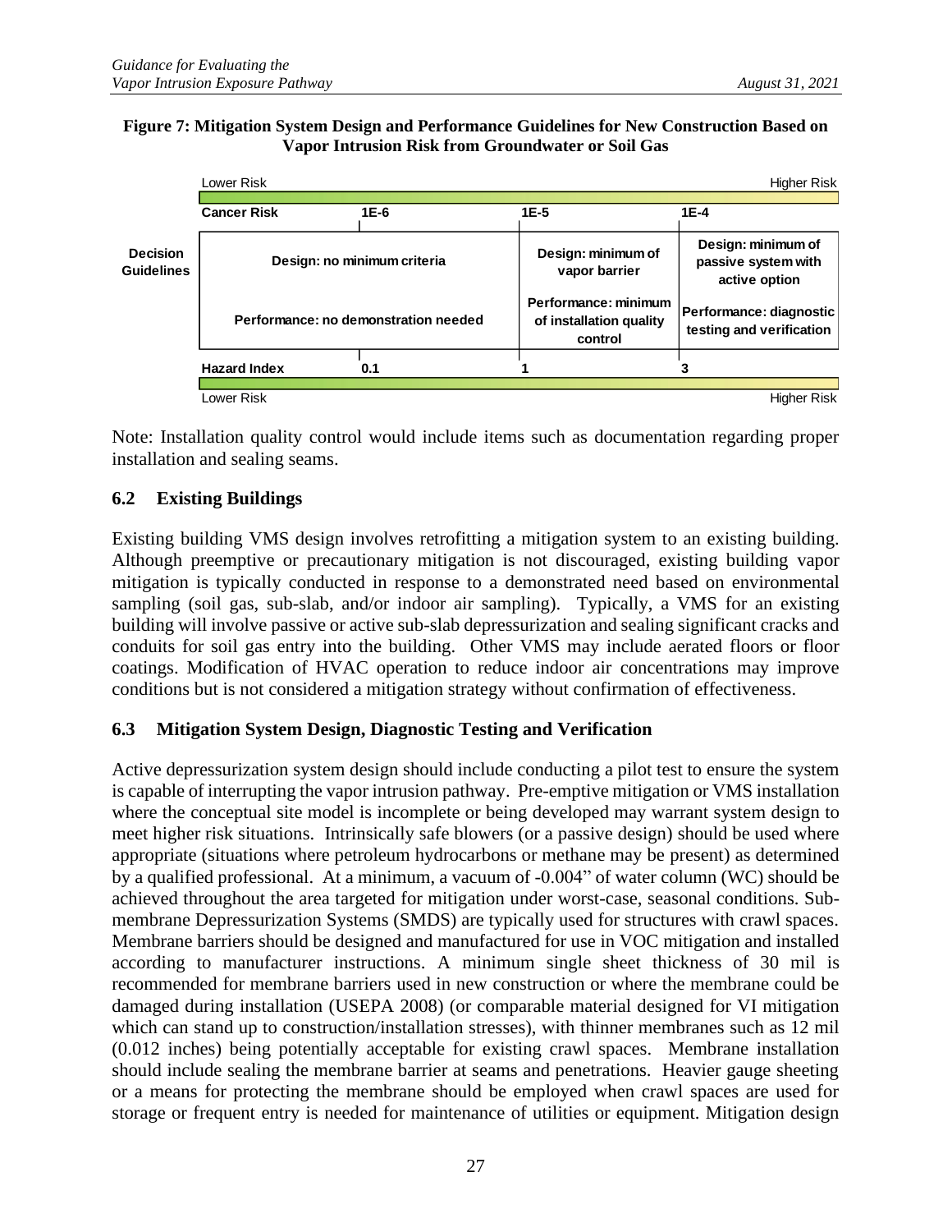**Figure 7: Mitigation System Design and Performance Guidelines for New Construction Based on Vapor Intrusion Risk from Groundwater or Soil Gas**

| | Lower Risk | | | Higher Risk |
|---|---|---|---|---|
| | **Cancer Risk** | **1E-6** | **1E-5** | **1E-4** |
| **Decision Guidelines** | **Design: no minimum criteria** | | **Design: minimum of vapor barrier** | **Design: minimum of passive system with active option** |
| | **Performance: no demonstration needed** | | **Performance: minimum of installation quality control** | **Performance: diagnostic testing and verification** |
| | **Hazard Index** | **0.1** | **1** | **3** |
| | Lower Risk | | | Higher Risk |

Note: Installation quality control would include items such as documentation regarding proper installation and sealing seams.

## 6.2 Existing Buildings

Existing building VMS design involves retrofitting a mitigation system to an existing building. Although preemptive or precautionary mitigation is not discouraged, existing building vapor mitigation is typically conducted in response to a demonstrated need based on environmental sampling (soil gas, sub-slab, and/or indoor air sampling). Typically, a VMS for an existing building will involve passive or active sub-slab depressurization and sealing significant cracks and conduits for soil gas entry into the building. Other VMS may include aerated floors or floor coatings. Modification of HVAC operation to reduce indoor air concentrations may improve conditions but is not considered a mitigation strategy without confirmation of effectiveness.

## 6.3 Mitigation System Design, Diagnostic Testing and Verification

Active depressurization system design should include conducting a pilot test to ensure the system is capable of interrupting the vapor intrusion pathway. Pre-emptive mitigation or VMS installation where the conceptual site model is incomplete or being developed may warrant system design to meet higher risk situations. Intrinsically safe blowers (or a passive design) should be used where appropriate (situations where petroleum hydrocarbons or methane may be present) as determined by a qualified professional. At a minimum, a vacuum of -0.004" of water column (WC) should be achieved throughout the area targeted for mitigation under worst-case, seasonal conditions. Sub-membrane Depressurization Systems (SMDS) are typically used for structures with crawl spaces. Membrane barriers should be designed and manufactured for use in VOC mitigation and installed according to manufacturer instructions. A minimum single sheet thickness of 30 mil is recommended for membrane barriers used in new construction or where the membrane could be damaged during installation (USEPA 2008) (or comparable material designed for VI mitigation which can stand up to construction/installation stresses), with thinner membranes such as 12 mil (0.012 inches) being potentially acceptable for existing crawl spaces. Membrane installation should include sealing the membrane barrier at seams and penetrations. Heavier gauge sheeting or a means for protecting the membrane should be employed when crawl spaces are used for storage or frequent entry is needed for maintenance of utilities or equipment. Mitigation design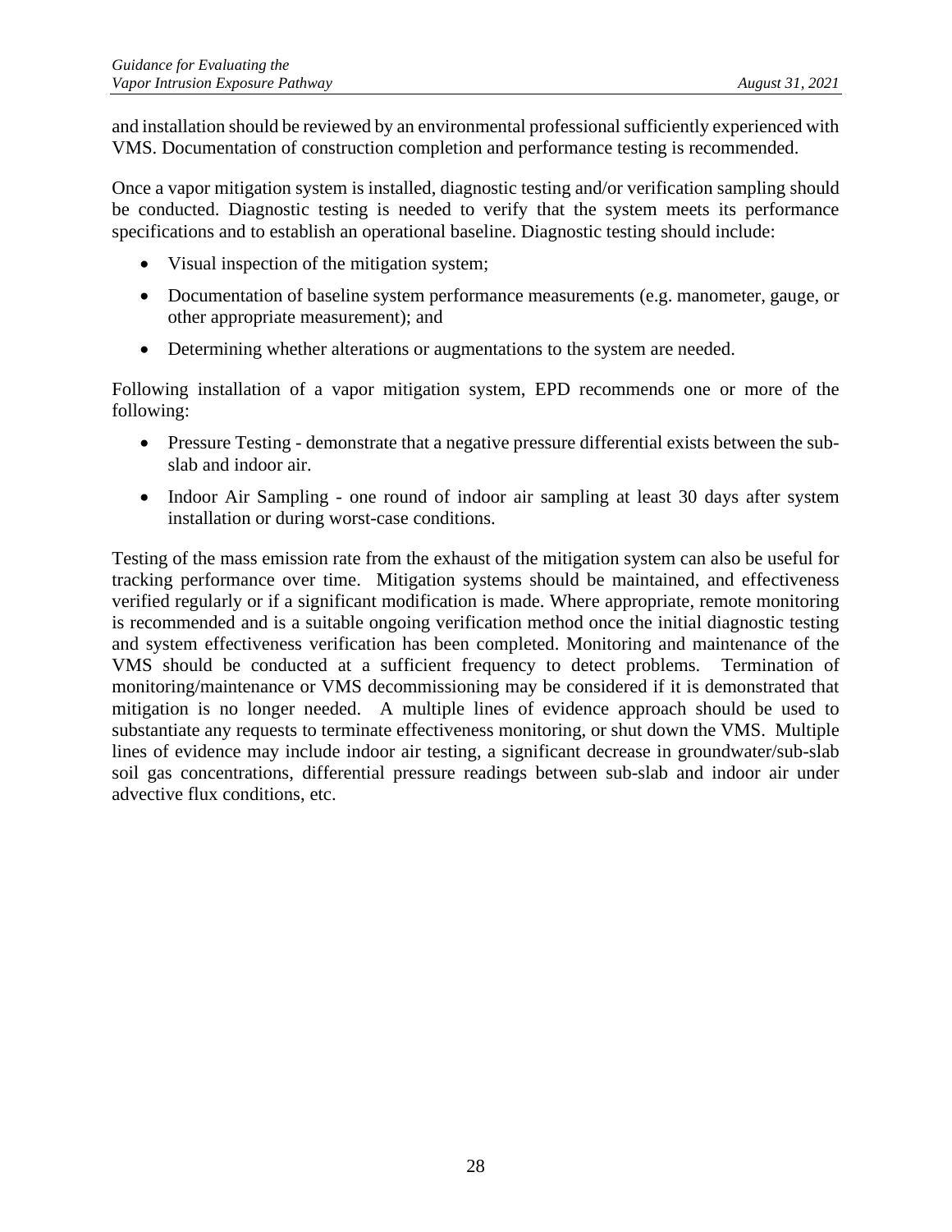and installation should be reviewed by an environmental professional sufficiently experienced with VMS. Documentation of construction completion and performance testing is recommended.

Once a vapor mitigation system is installed, diagnostic testing and/or verification sampling should be conducted. Diagnostic testing is needed to verify that the system meets its performance specifications and to establish an operational baseline. Diagnostic testing should include:

- Visual inspection of the mitigation system;
- Documentation of baseline system performance measurements (e.g. manometer, gauge, or other appropriate measurement); and
- Determining whether alterations or augmentations to the system are needed.

Following installation of a vapor mitigation system, EPD recommends one or more of the following:

- Pressure Testing - demonstrate that a negative pressure differential exists between the sub-slab and indoor air.
- Indoor Air Sampling - one round of indoor air sampling at least 30 days after system installation or during worst-case conditions.

Testing of the mass emission rate from the exhaust of the mitigation system can also be useful for tracking performance over time. Mitigation systems should be maintained, and effectiveness verified regularly or if a significant modification is made. Where appropriate, remote monitoring is recommended and is a suitable ongoing verification method once the initial diagnostic testing and system effectiveness verification has been completed. Monitoring and maintenance of the VMS should be conducted at a sufficient frequency to detect problems. Termination of monitoring/maintenance or VMS decommissioning may be considered if it is demonstrated that mitigation is no longer needed. A multiple lines of evidence approach should be used to substantiate any requests to terminate effectiveness monitoring, or shut down the VMS. Multiple lines of evidence may include indoor air testing, a significant decrease in groundwater/sub-slab soil gas concentrations, differential pressure readings between sub-slab and indoor air under advective flux conditions, etc.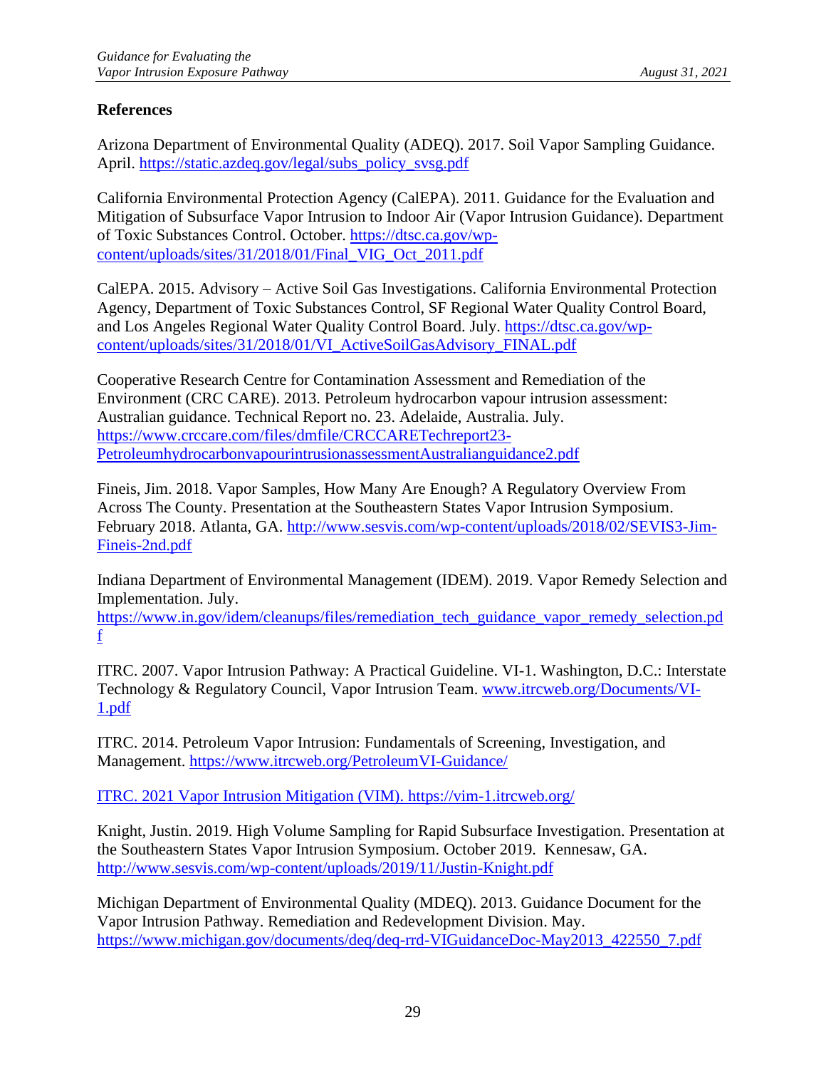**References**

Arizona Department of Environmental Quality (ADEQ). 2017. Soil Vapor Sampling Guidance. April. https://static.azdeq.gov/legal/subs_policy_svsg.pdf

California Environmental Protection Agency (CalEPA). 2011. Guidance for the Evaluation and Mitigation of Subsurface Vapor Intrusion to Indoor Air (Vapor Intrusion Guidance). Department of Toxic Substances Control. October. https://dtsc.ca.gov/wp-content/uploads/sites/31/2018/01/Final_VIG_Oct_2011.pdf

CalEPA. 2015. Advisory – Active Soil Gas Investigations. California Environmental Protection Agency, Department of Toxic Substances Control, SF Regional Water Quality Control Board, and Los Angeles Regional Water Quality Control Board. July. https://dtsc.ca.gov/wp-content/uploads/sites/31/2018/01/VI_ActiveSoilGasAdvisory_FINAL.pdf

Cooperative Research Centre for Contamination Assessment and Remediation of the Environment (CRC CARE). 2013. Petroleum hydrocarbon vapour intrusion assessment: Australian guidance. Technical Report no. 23. Adelaide, Australia. July. https://www.crccare.com/files/dmfile/CRCCARETechreport23-PetroleumhydrocarbonvapourintrusionassessmentAustralianguidance2.pdf

Fineis, Jim. 2018. Vapor Samples, How Many Are Enough? A Regulatory Overview From Across The County. Presentation at the Southeastern States Vapor Intrusion Symposium. February 2018. Atlanta, GA. http://www.sesvis.com/wp-content/uploads/2018/02/SEVIS3-Jim-Fineis-2nd.pdf

Indiana Department of Environmental Management (IDEM). 2019. Vapor Remedy Selection and Implementation. July. https://www.in.gov/idem/cleanups/files/remediation_tech_guidance_vapor_remedy_selection.pdf

ITRC. 2007. Vapor Intrusion Pathway: A Practical Guideline. VI-1. Washington, D.C.: Interstate Technology & Regulatory Council, Vapor Intrusion Team. www.itrcweb.org/Documents/VI-1.pdf

ITRC. 2014. Petroleum Vapor Intrusion: Fundamentals of Screening, Investigation, and Management. https://www.itrcweb.org/PetroleumVI-Guidance/

ITRC. 2021 Vapor Intrusion Mitigation (VIM). https://vim-1.itrcweb.org/

Knight, Justin. 2019. High Volume Sampling for Rapid Subsurface Investigation. Presentation at the Southeastern States Vapor Intrusion Symposium. October 2019. Kennesaw, GA. http://www.sesvis.com/wp-content/uploads/2019/11/Justin-Knight.pdf

Michigan Department of Environmental Quality (MDEQ). 2013. Guidance Document for the Vapor Intrusion Pathway. Remediation and Redevelopment Division. May. https://www.michigan.gov/documents/deq/deq-rrd-VIGuidanceDoc-May2013_422550_7.pdf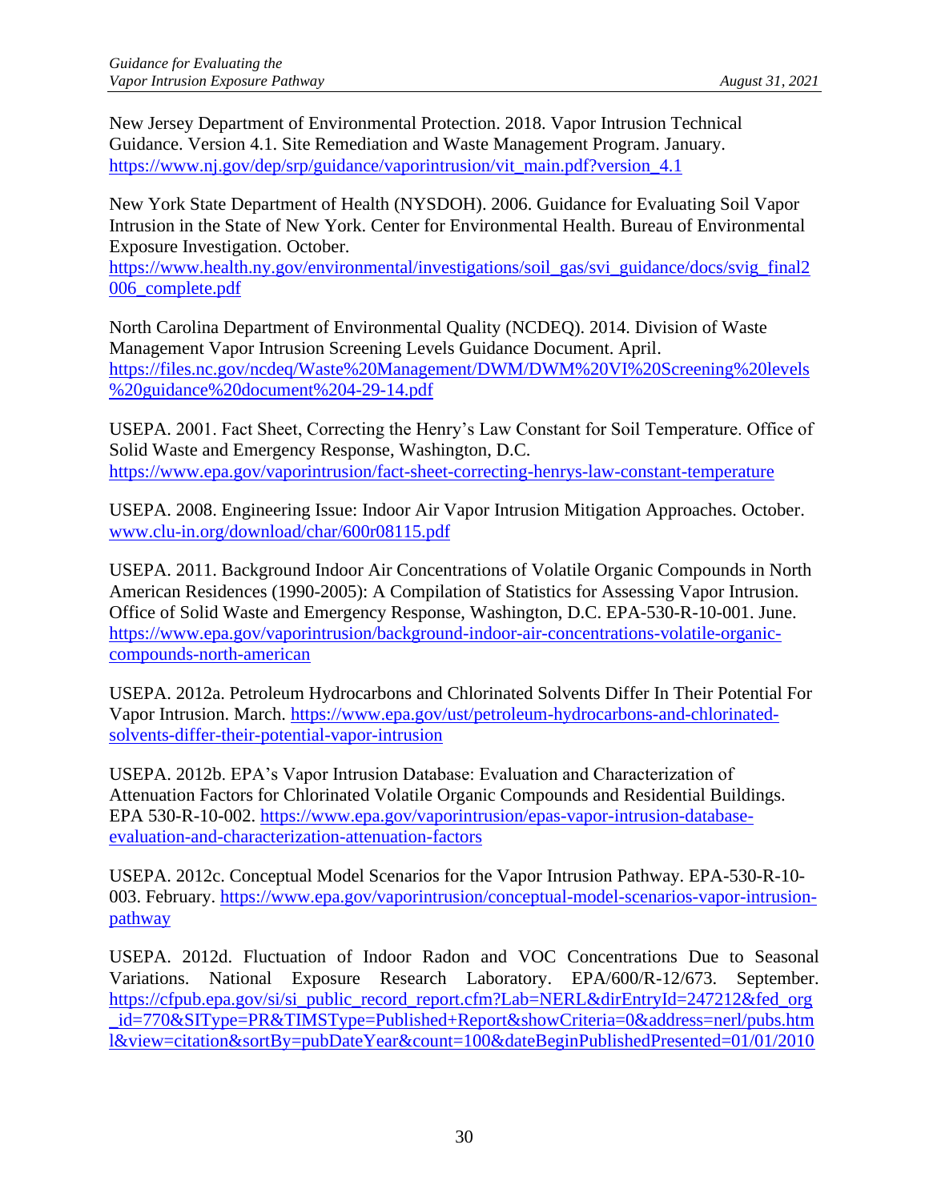New Jersey Department of Environmental Protection. 2018. Vapor Intrusion Technical Guidance. Version 4.1. Site Remediation and Waste Management Program. January. https://www.nj.gov/dep/srp/guidance/vaporintrusion/vit_main.pdf?version_4.1

New York State Department of Health (NYSDOH). 2006. Guidance for Evaluating Soil Vapor Intrusion in the State of New York. Center for Environmental Health. Bureau of Environmental Exposure Investigation. October. https://www.health.ny.gov/environmental/investigations/soil_gas/svi_guidance/docs/svig_final2006_complete.pdf

North Carolina Department of Environmental Quality (NCDEQ). 2014. Division of Waste Management Vapor Intrusion Screening Levels Guidance Document. April. https://files.nc.gov/ncdeq/Waste%20Management/DWM/DWM%20VI%20Screening%20levels%20guidance%20document%204-29-14.pdf

USEPA. 2001. Fact Sheet, Correcting the Henry's Law Constant for Soil Temperature. Office of Solid Waste and Emergency Response, Washington, D.C. https://www.epa.gov/vaporintrusion/fact-sheet-correcting-henrys-law-constant-temperature

USEPA. 2008. Engineering Issue: Indoor Air Vapor Intrusion Mitigation Approaches. October. www.clu-in.org/download/char/600r08115.pdf

USEPA. 2011. Background Indoor Air Concentrations of Volatile Organic Compounds in North American Residences (1990-2005): A Compilation of Statistics for Assessing Vapor Intrusion. Office of Solid Waste and Emergency Response, Washington, D.C. EPA-530-R-10-001. June. https://www.epa.gov/vaporintrusion/background-indoor-air-concentrations-volatile-organic-compounds-north-american

USEPA. 2012a. Petroleum Hydrocarbons and Chlorinated Solvents Differ In Their Potential For Vapor Intrusion. March. https://www.epa.gov/ust/petroleum-hydrocarbons-and-chlorinated-solvents-differ-their-potential-vapor-intrusion

USEPA. 2012b. EPA's Vapor Intrusion Database: Evaluation and Characterization of Attenuation Factors for Chlorinated Volatile Organic Compounds and Residential Buildings. EPA 530-R-10-002. https://www.epa.gov/vaporintrusion/epas-vapor-intrusion-database-evaluation-and-characterization-attenuation-factors

USEPA. 2012c. Conceptual Model Scenarios for the Vapor Intrusion Pathway. EPA-530-R-10-003. February. https://www.epa.gov/vaporintrusion/conceptual-model-scenarios-vapor-intrusion-pathway

USEPA. 2012d. Fluctuation of Indoor Radon and VOC Concentrations Due to Seasonal Variations. National Exposure Research Laboratory. EPA/600/R-12/673. September. https://cfpub.epa.gov/si/si_public_record_report.cfm?Lab=NERL&dirEntryId=247212&fed_org_id=770&SIType=PR&TIMSType=Published+Report&showCriteria=0&address=nerl/pubs.html&view=citation&sortBy=pubDateYear&count=100&dateBeginPublishedPresented=01/01/2010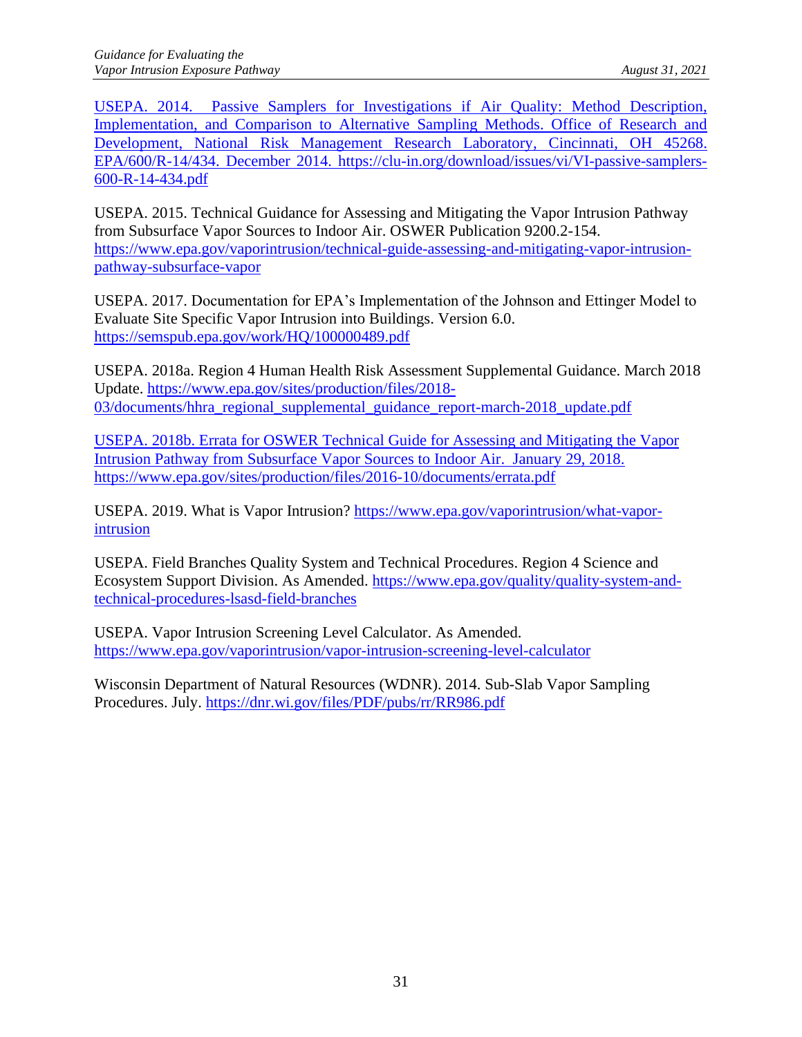USEPA. 2014. Passive Samplers for Investigations if Air Quality: Method Description, Implementation, and Comparison to Alternative Sampling Methods. Office of Research and Development, National Risk Management Research Laboratory, Cincinnati, OH 45268. EPA/600/R-14/434. December 2014. https://clu-in.org/download/issues/vi/VI-passive-samplers-600-R-14-434.pdf

USEPA. 2015. Technical Guidance for Assessing and Mitigating the Vapor Intrusion Pathway from Subsurface Vapor Sources to Indoor Air. OSWER Publication 9200.2-154. https://www.epa.gov/vaporintrusion/technical-guide-assessing-and-mitigating-vapor-intrusion-pathway-subsurface-vapor

USEPA. 2017. Documentation for EPA's Implementation of the Johnson and Ettinger Model to Evaluate Site Specific Vapor Intrusion into Buildings. Version 6.0. https://semspub.epa.gov/work/HQ/100000489.pdf

USEPA. 2018a. Region 4 Human Health Risk Assessment Supplemental Guidance. March 2018 Update. https://www.epa.gov/sites/production/files/2018-03/documents/hhra_regional_supplemental_guidance_report-march-2018_update.pdf

USEPA. 2018b. Errata for OSWER Technical Guide for Assessing and Mitigating the Vapor Intrusion Pathway from Subsurface Vapor Sources to Indoor Air. January 29, 2018. https://www.epa.gov/sites/production/files/2016-10/documents/errata.pdf

USEPA. 2019. What is Vapor Intrusion? https://www.epa.gov/vaporintrusion/what-vapor-intrusion

USEPA. Field Branches Quality System and Technical Procedures. Region 4 Science and Ecosystem Support Division. As Amended. https://www.epa.gov/quality/quality-system-and-technical-procedures-lsasd-field-branches

USEPA. Vapor Intrusion Screening Level Calculator. As Amended. https://www.epa.gov/vaporintrusion/vapor-intrusion-screening-level-calculator

Wisconsin Department of Natural Resources (WDNR). 2014. Sub-Slab Vapor Sampling Procedures. July. https://dnr.wi.gov/files/PDF/pubs/rr/RR986.pdf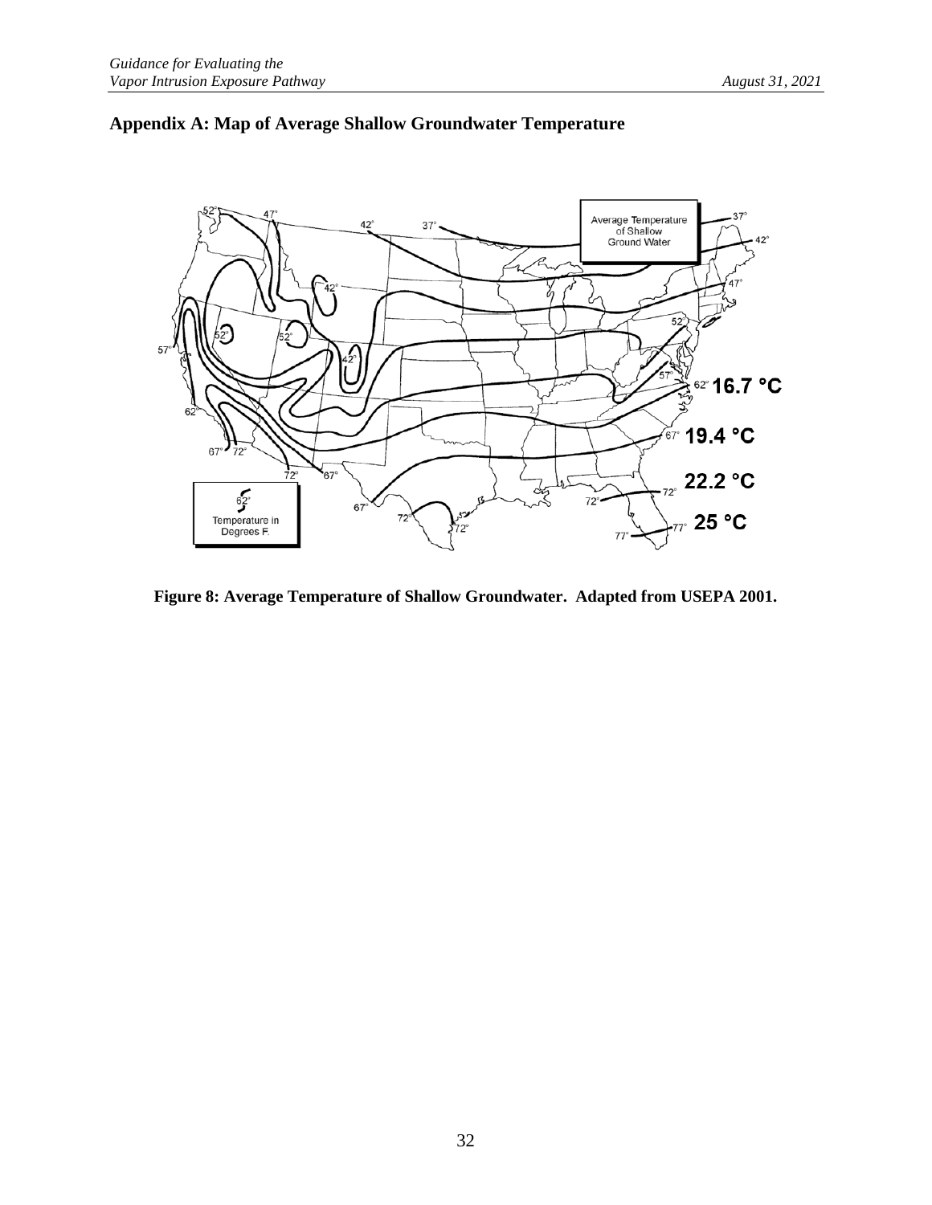## Appendix A: Map of Average Shallow Groundwater Temperature

**Figure 8: Average Temperature of Shallow Groundwater. Adapted from USEPA 2001.**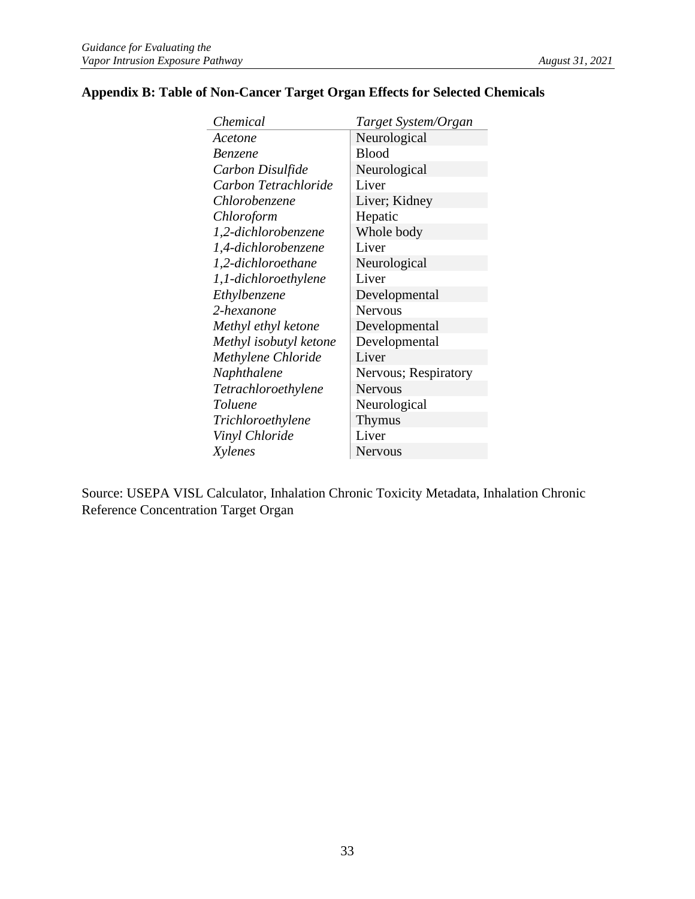## Appendix B: Table of Non-Cancer Target Organ Effects for Selected Chemicals

| *Chemical* | *Target System/Organ* |
|---|---|
| *Acetone* | Neurological |
| *Benzene* | Blood |
| *Carbon Disulfide* | Neurological |
| *Carbon Tetrachloride* | Liver |
| *Chlorobenzene* | Liver; Kidney |
| *Chloroform* | Hepatic |
| *1,2-dichlorobenzene* | Whole body |
| *1,4-dichlorobenzene* | Liver |
| *1,2-dichloroethane* | Neurological |
| *1,1-dichloroethylene* | Liver |
| *Ethylbenzene* | Developmental |
| *2-hexanone* | Nervous |
| *Methyl ethyl ketone* | Developmental |
| *Methyl isobutyl ketone* | Developmental |
| *Methylene Chloride* | Liver |
| *Naphthalene* | Nervous; Respiratory |
| *Tetrachloroethylene* | Nervous |
| *Toluene* | Neurological |
| *Trichloroethylene* | Thymus |
| *Vinyl Chloride* | Liver |
| *Xylenes* | Nervous |

Source: USEPA VISL Calculator, Inhalation Chronic Toxicity Metadata, Inhalation Chronic Reference Concentration Target Organ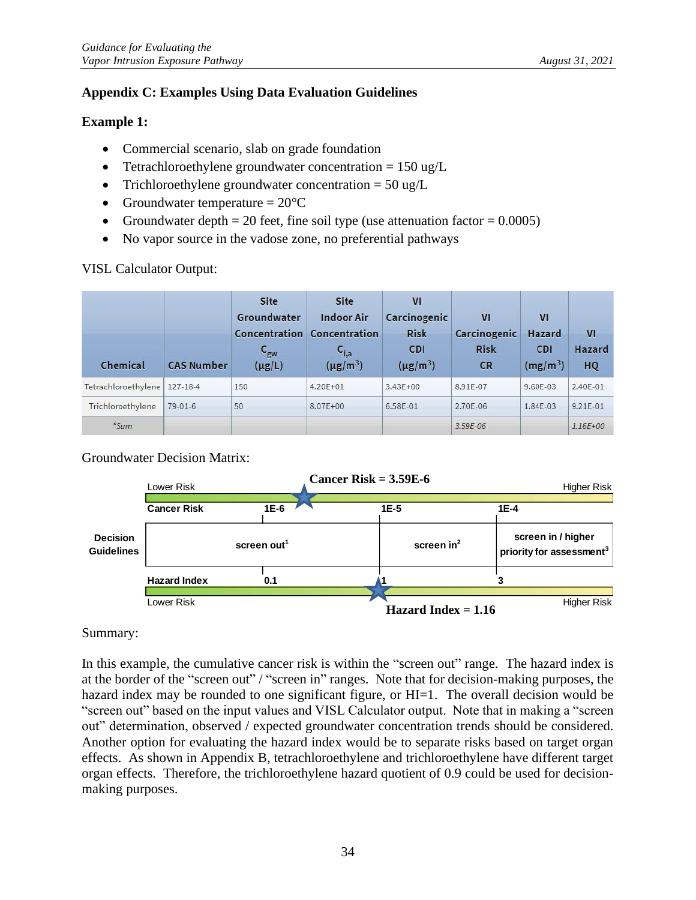## Appendix C: Examples Using Data Evaluation Guidelines

### Example 1:

- Commercial scenario, slab on grade foundation
- Tetrachloroethylene groundwater concentration = 150 ug/L
- Trichloroethylene groundwater concentration = 50 ug/L
- Groundwater temperature = 20°C
- Groundwater depth = 20 feet, fine soil type (use attenuation factor = 0.0005)
- No vapor source in the vadose zone, no preferential pathways

VISL Calculator Output:

| Chemical | CAS Number | Site Groundwater Concentration $C_{gw}$ (μg/L) | Site Indoor Air Concentration $C_{i,a}$ (μg/m$^3$) | VI Carcinogenic Risk CDI (μg/m$^3$) | VI Carcinogenic Risk CR | VI Hazard CDI (mg/m$^3$) | VI Hazard HQ |
|---|---|---|---|---|---|---|---|
| Tetrachloroethylene | 127-18-4 | 150 | 4.20E+01 | 3.43E+00 | 8.91E-07 | 9.60E-03 | 2.40E-01 |
| Trichloroethylene | 79-01-6 | 50 | 8.07E+00 | 6.58E-01 | 2.70E-06 | 1.84E-03 | 9.21E-01 |
| *Sum | | | | | 3.59E-06 | | 1.16E+00 |

Groundwater Decision Matrix:

**Cancer Risk = 3.59E-6**

| | Lower Risk | | | Higher Risk |
|---|---|---|---|---|
| | **Cancer Risk** | **1E-6** | **1E-5** | **1E-4** |
| **Decision Guidelines** | screen out[1] | | screen in[2] | screen in / higher priority for assessment[3] |
| | **Hazard Index** | **0.1** | **1** | **3** |
| | Lower Risk | | | Higher Risk |

**Hazard Index = 1.16**

Summary:

In this example, the cumulative cancer risk is within the "screen out" range. The hazard index is at the border of the "screen out" / "screen in" ranges. Note that for decision-making purposes, the hazard index may be rounded to one significant figure, or HI=1. The overall decision would be "screen out" based on the input values and VISL Calculator output. Note that in making a "screen out" determination, observed / expected groundwater concentration trends should be considered. Another option for evaluating the hazard index would be to separate risks based on target organ effects. As shown in Appendix B, tetrachloroethylene and trichloroethylene have different target organ effects. Therefore, the trichloroethylene hazard quotient of 0.9 could be used for decision-making purposes.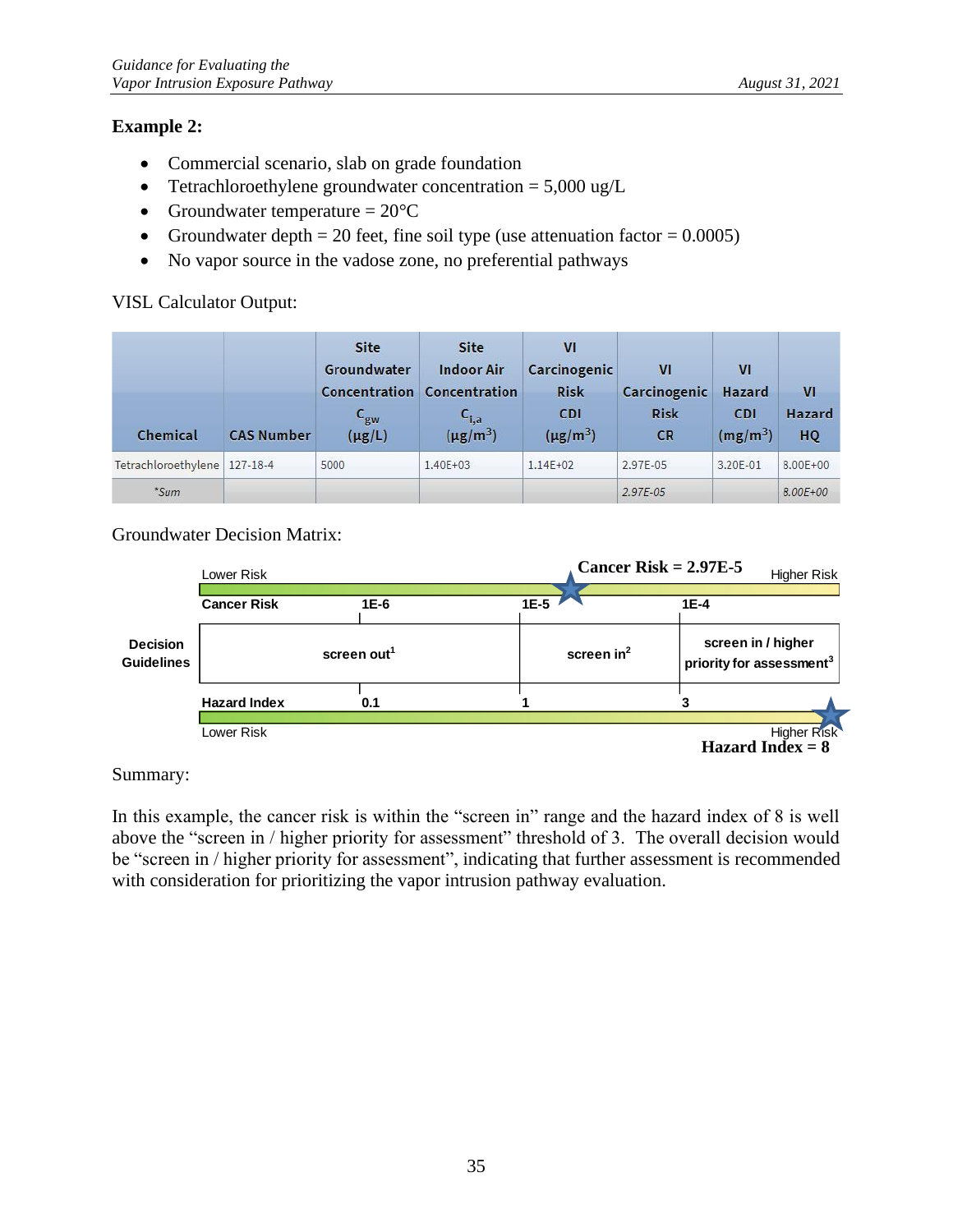**Example 2:**

- Commercial scenario, slab on grade foundation
- Tetrachloroethylene groundwater concentration = 5,000 ug/L
- Groundwater temperature = 20°C
- Groundwater depth = 20 feet, fine soil type (use attenuation factor = 0.0005)
- No vapor source in the vadose zone, no preferential pathways

VISL Calculator Output:

| Chemical | CAS Number | Site Groundwater Concentration $C_{gw}$ (μg/L) | Site Indoor Air Concentration $C_{i,a}$ (μg/m$^3$) | VI Carcinogenic Risk CDI (μg/m$^3$) | VI Carcinogenic Risk CR | VI Hazard CDI (mg/m$^3$) | VI Hazard HQ |
|---|---|---|---|---|---|---|---|
| Tetrachloroethylene | 127-18-4 | 5000 | 1.40E+03 | 1.14E+02 | 2.97E-05 | 3.20E-01 | 8.00E+00 |
| *Sum* | | | | | *2.97E-05* | | *8.00E+00* |

Groundwater Decision Matrix:

**Cancer Risk = 2.97E-5**

| | Lower Risk → Higher Risk | | |
|---|---|---|---|
| **Cancer Risk** | **1E-6** | **1E-5** | **1E-4** |
| **Decision Guidelines** | **screen out**[1] | **screen in**[2] | **screen in / higher priority for assessment**[3] |
| **Hazard Index** | **0.1** | **1** | **3** |

**Hazard Index = 8**

Summary:

In this example, the cancer risk is within the "screen in" range and the hazard index of 8 is well above the "screen in / higher priority for assessment" threshold of 3. The overall decision would be "screen in / higher priority for assessment", indicating that further assessment is recommended with consideration for prioritizing the vapor intrusion pathway evaluation.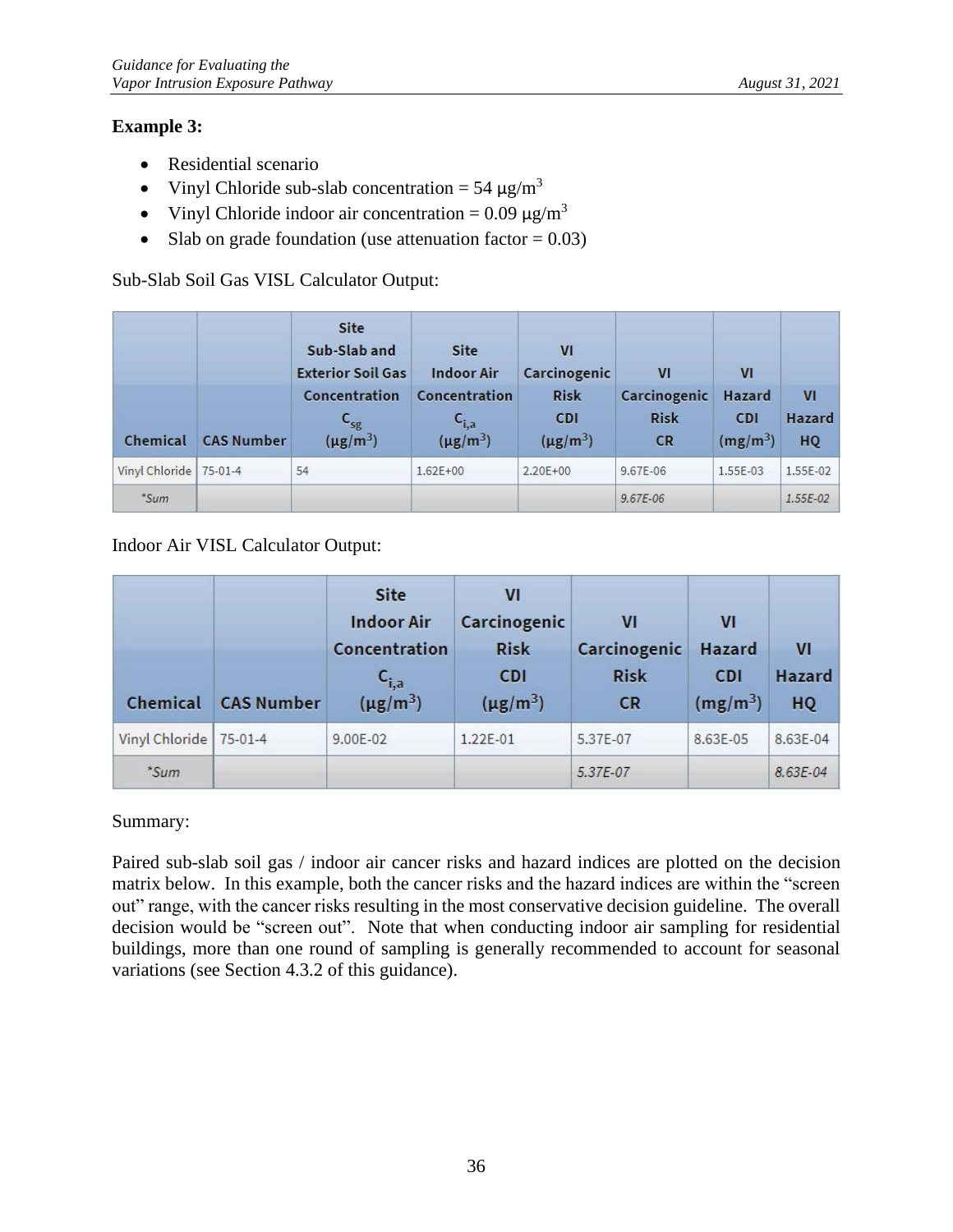**Example 3:**

- Residential scenario
- Vinyl Chloride sub-slab concentration = 54 $\mu g/m^3$
- Vinyl Chloride indoor air concentration = 0.09 $\mu g/m^3$
- Slab on grade foundation (use attenuation factor = 0.03)

Sub-Slab Soil Gas VISL Calculator Output:

| Chemical | CAS Number | Site Sub-Slab and Exterior Soil Gas Concentration $C_{sg}$ ($\mu g/m^3$) | Site Indoor Air Concentration $C_{i,a}$ ($\mu g/m^3$) | VI Carcinogenic Risk CDI ($\mu g/m^3$) | VI Carcinogenic Risk CR | VI Hazard CDI ($mg/m^3$) | VI Hazard HQ |
|---|---|---|---|---|---|---|---|
| Vinyl Chloride | 75-01-4 | 54 | 1.62E+00 | 2.20E+00 | 9.67E-06 | 1.55E-03 | 1.55E-02 |
| *Sum* | | | | | *9.67E-06* | | *1.55E-02* |

Indoor Air VISL Calculator Output:

| Chemical | CAS Number | Site Indoor Air Concentration $C_{i,a}$ ($\mu g/m^3$) | VI Carcinogenic Risk CDI ($\mu g/m^3$) | VI Carcinogenic Risk CR | VI Hazard CDI ($mg/m^3$) | VI Hazard HQ |
|---|---|---|---|---|---|---|
| Vinyl Chloride | 75-01-4 | 9.00E-02 | 1.22E-01 | 5.37E-07 | 8.63E-05 | 8.63E-04 |
| *Sum* | | | | *5.37E-07* | | *8.63E-04* |

Summary:

Paired sub-slab soil gas / indoor air cancer risks and hazard indices are plotted on the decision matrix below. In this example, both the cancer risks and the hazard indices are within the "screen out" range, with the cancer risks resulting in the most conservative decision guideline. The overall decision would be "screen out". Note that when conducting indoor air sampling for residential buildings, more than one round of sampling is generally recommended to account for seasonal variations (see Section 4.3.2 of this guidance).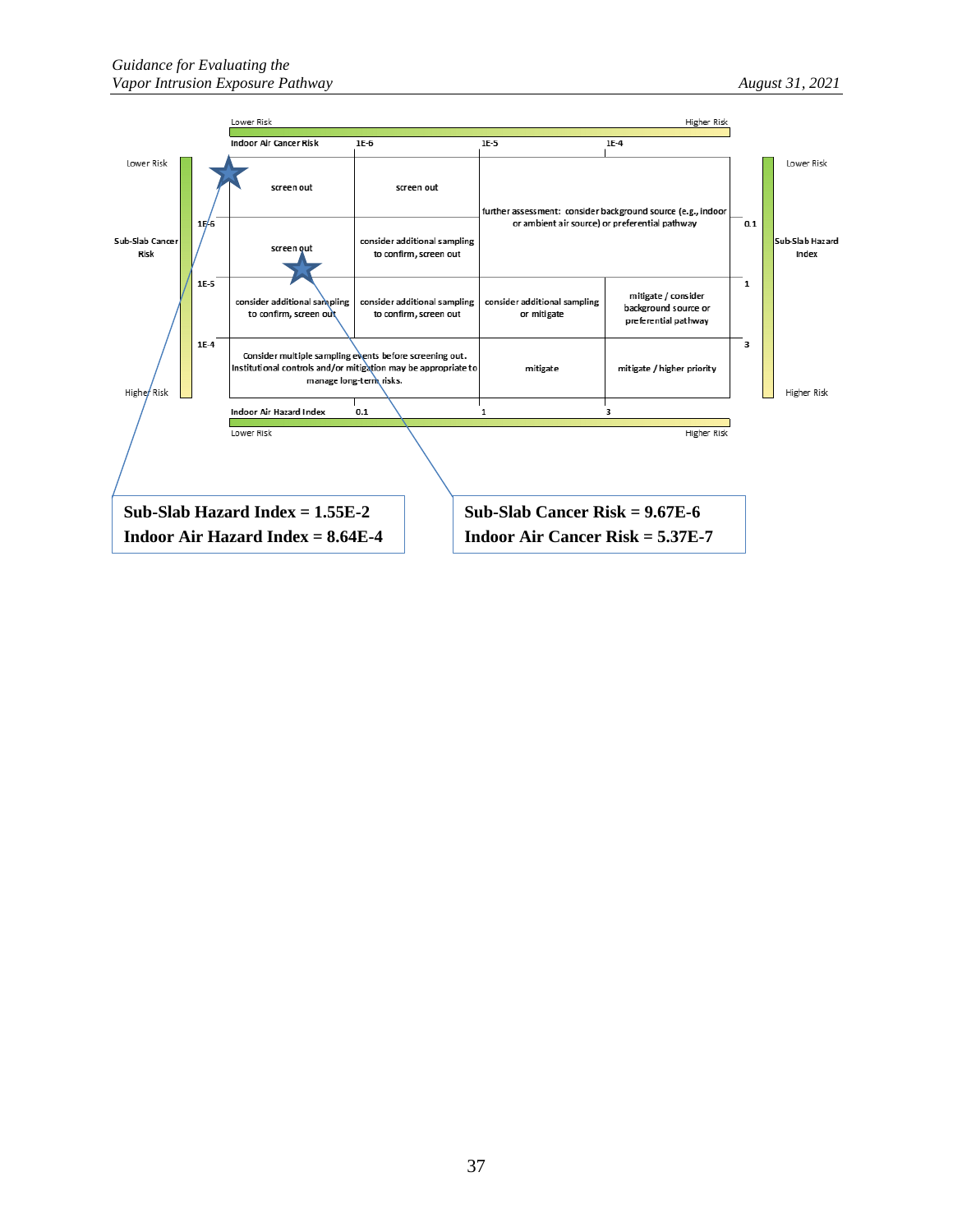| Sub-Slab Cancer Risk \ Indoor Air Cancer Risk | < 1E-6 | 1E-6 – 1E-5 | 1E-5 – 1E-4 | > 1E-4 | Sub-Slab Hazard Index |
|---|---|---|---|---|---|
| < 1E-6 | screen out | screen out | further assessment: consider background source (e.g., indoor or ambient air source) or preferential pathway | | < 0.1 |
| 1E-6 – 1E-5 | screen out | consider additional sampling to confirm, screen out | | | 0.1 – 1 |
| 1E-5 – 1E-4 | consider additional sampling to confirm, screen out | consider additional sampling to confirm, screen out | consider additional sampling or mitigate | mitigate / consider background source or preferential pathway | 1 – 3 |
| > 1E-4 | Consider multiple sampling events before screening out. Institutional controls and/or mitigation may be appropriate to manage long-term risks. | | mitigate | mitigate / higher priority | > 3 |
| Indoor Air Hazard Index | < 0.1 | 0.1 – 1 | 1 – 3 | > 3 | |

Lower Risk → Higher Risk

**Sub-Slab Hazard Index = 1.55E-2**
**Indoor Air Hazard Index = 8.64E-4**

**Sub-Slab Cancer Risk = 9.67E-6**
**Indoor Air Cancer Risk = 5.37E-7**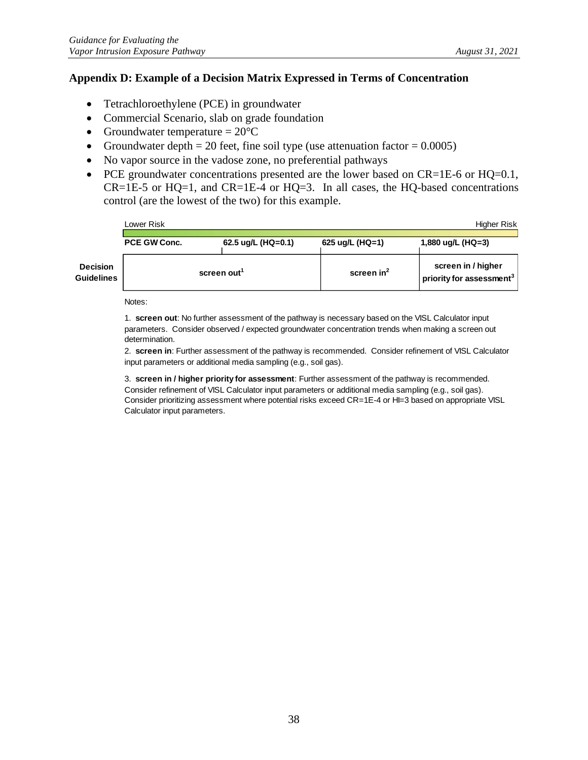## Appendix D: Example of a Decision Matrix Expressed in Terms of Concentration

- Tetrachloroethylene (PCE) in groundwater
- Commercial Scenario, slab on grade foundation
- Groundwater temperature = 20°C
- Groundwater depth = 20 feet, fine soil type (use attenuation factor = 0.0005)
- No vapor source in the vadose zone, no preferential pathways
- PCE groundwater concentrations presented are the lower based on CR=1E-6 or HQ=0.1, CR=1E-5 or HQ=1, and CR=1E-4 or HQ=3. In all cases, the HQ-based concentrations control (are the lowest of the two) for this example.

Lower Risk → Higher Risk

| | PCE GW Conc. | 62.5 ug/L (HQ=0.1) | 625 ug/L (HQ=1) | 1,880 ug/L (HQ=3) |
|---|---|---|---|---|
| **Decision Guidelines** | screen out[1] | | screen in[2] | screen in / higher priority for assessment[3] |

Notes:

1. **screen out**: No further assessment of the pathway is necessary based on the VISL Calculator input parameters. Consider observed / expected groundwater concentration trends when making a screen out determination.

2. **screen in**: Further assessment of the pathway is recommended. Consider refinement of VISL Calculator input parameters or additional media sampling (e.g., soil gas).

3. **screen in / higher priority for assessment**: Further assessment of the pathway is recommended. Consider refinement of VISL Calculator input parameters or additional media sampling (e.g., soil gas). Consider prioritizing assessment where potential risks exceed CR=1E-4 or HI=3 based on appropriate VISL Calculator input parameters.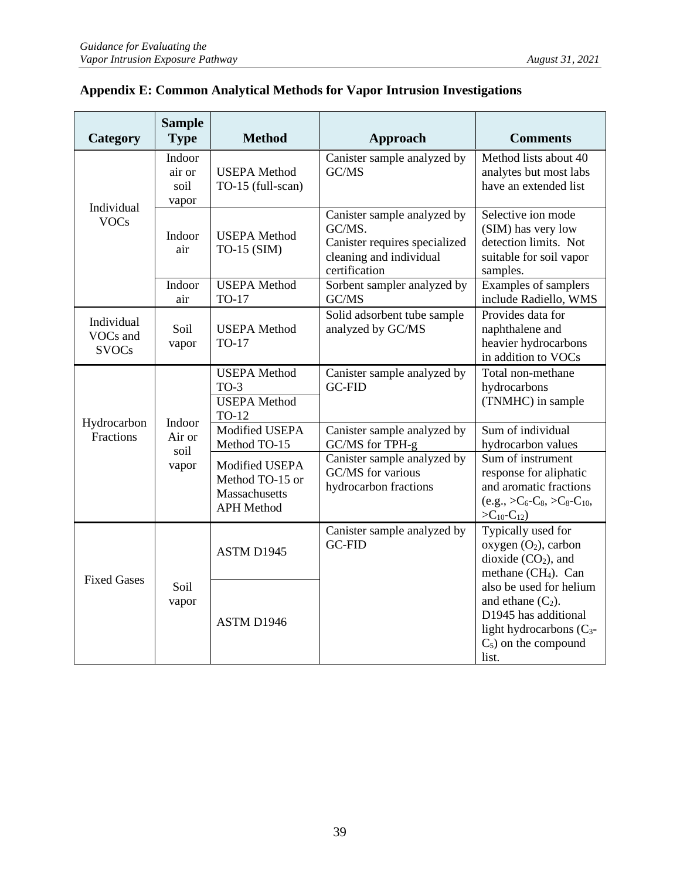## Appendix E: Common Analytical Methods for Vapor Intrusion Investigations

| Category | Sample Type | Method | Approach | Comments |
|---|---|---|---|---|
| Individual VOCs | Indoor air or soil vapor | USEPA Method TO-15 (full-scan) | Canister sample analyzed by GC/MS | Method lists about 40 analytes but most labs have an extended list |
| | Indoor air | USEPA Method TO-15 (SIM) | Canister sample analyzed by GC/MS. Canister requires specialized cleaning and individual certification | Selective ion mode (SIM) has very low detection limits. Not suitable for soil vapor samples. |
| | Indoor air | USEPA Method TO-17 | Sorbent sampler analyzed by GC/MS | Examples of samplers include Radiello, WMS |
| Individual VOCs and SVOCs | Soil vapor | USEPA Method TO-17 | Solid adsorbent tube sample analyzed by GC/MS | Provides data for naphthalene and heavier hydrocarbons in addition to VOCs |
| Hydrocarbon Fractions | Indoor Air or soil vapor | USEPA Method TO-3 | Canister sample analyzed by GC-FID | Total non-methane hydrocarbons (TNMHC) in sample |
| | | USEPA Method TO-12 | | |
| | | Modified USEPA Method TO-15 | Canister sample analyzed by GC/MS for TPH-g | Sum of individual hydrocarbon values |
| | | Modified USEPA Method TO-15 or Massachusetts APH Method | Canister sample analyzed by GC/MS for various hydrocarbon fractions | Sum of instrument response for aliphatic and aromatic fractions (e.g., $>C_6$-$C_8$, $>C_8$-$C_{10}$, $>C_{10}$-$C_{12}$) |
| Fixed Gases | Soil vapor | ASTM D1945 | Canister sample analyzed by GC-FID | Typically used for oxygen ($O_2$), carbon dioxide ($CO_2$), and methane ($CH_4$). Can also be used for helium and ethane ($C_2$). D1945 has additional light hydrocarbons ($C_3$-$C_5$) on the compound list. |
| | | ASTM D1946 | | |